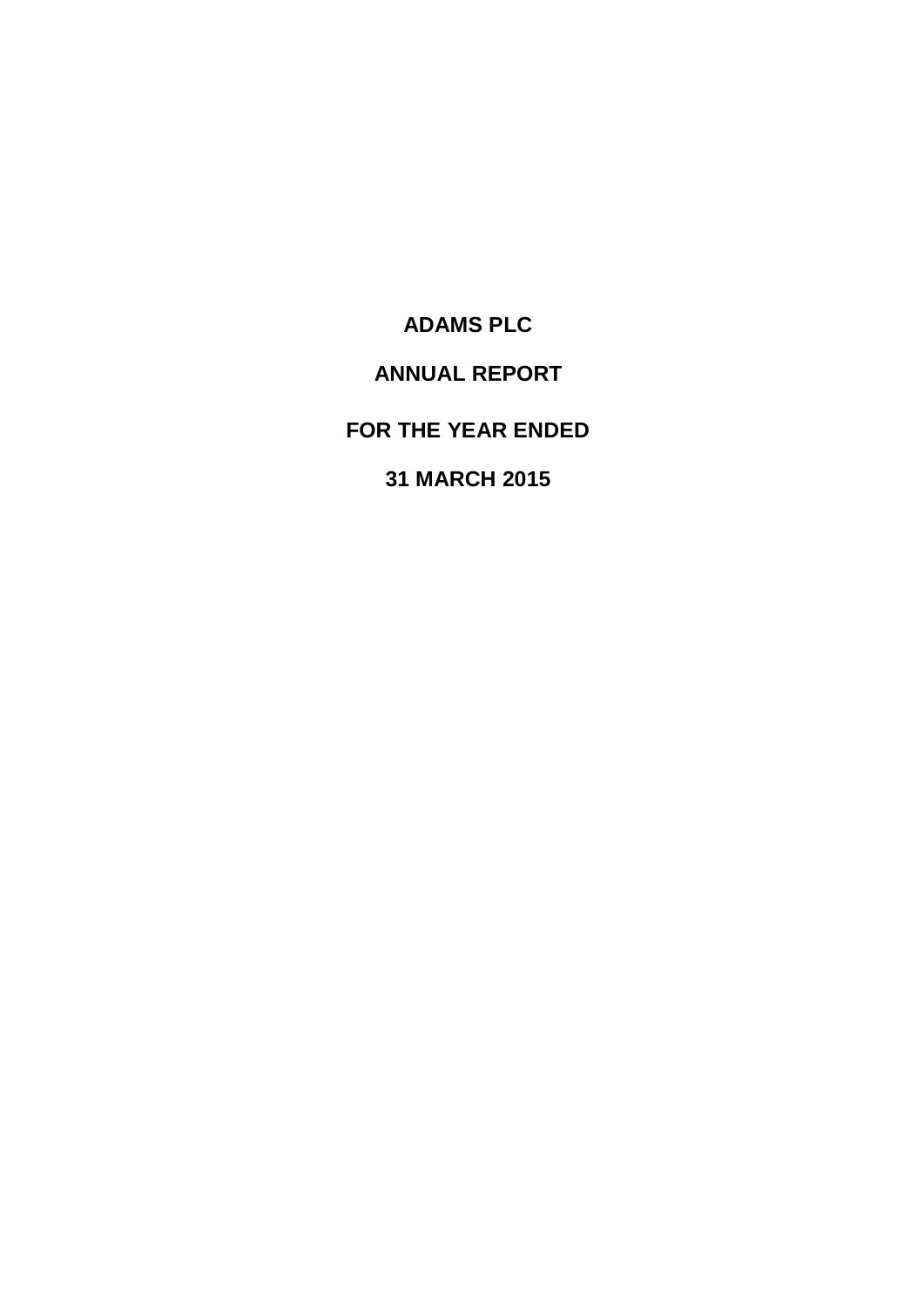# ADAMS PLC

# ANNUAL REPORT

# FOR THE YEAR ENDED

# 31 MARCH 2015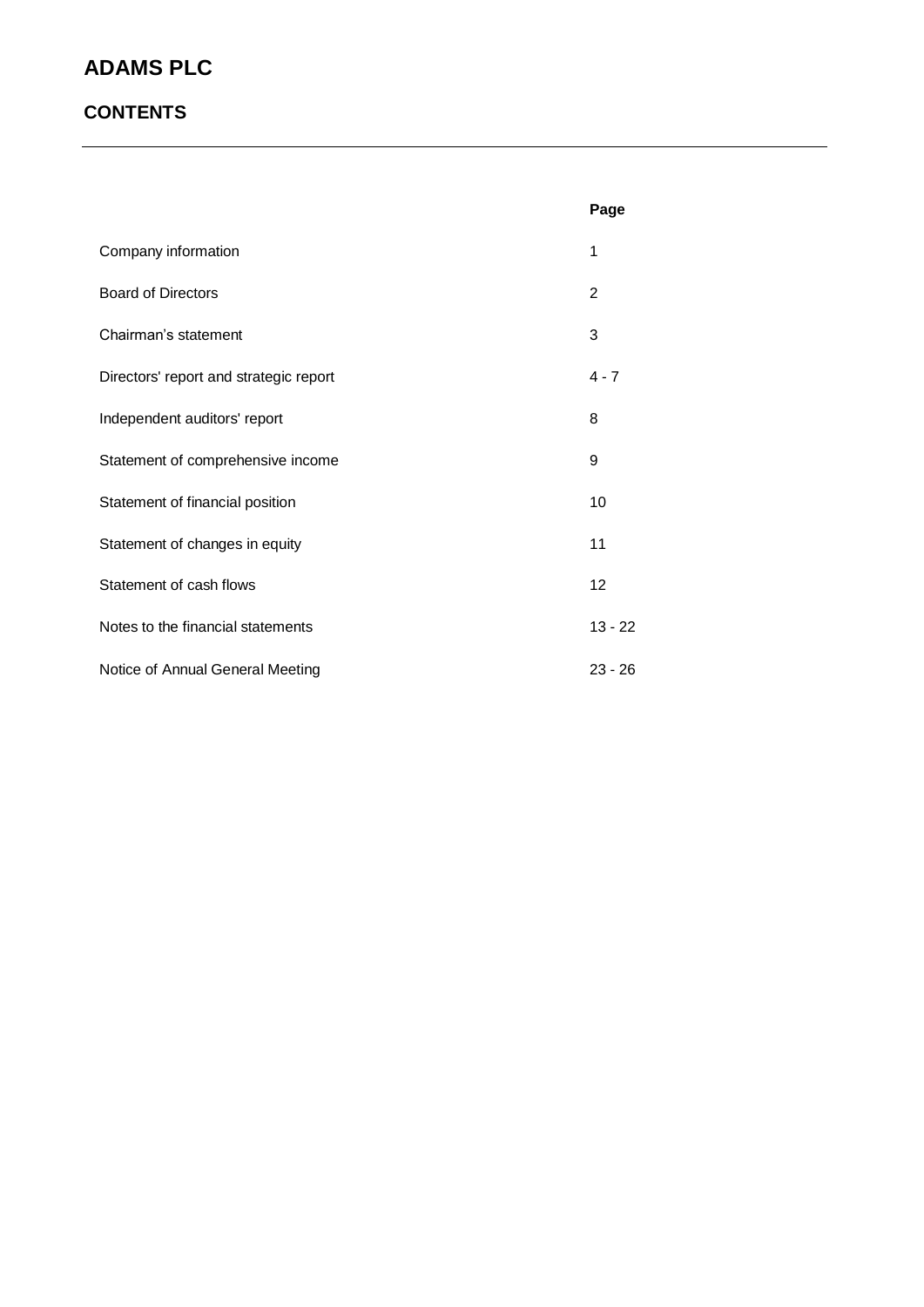# ADAMS PLC

## CONTENTS

| | Page |
|---|---|
| Company information | 1 |
| Board of Directors | 2 |
| Chairman's statement | 3 |
| Directors' report and strategic report | 4 - 7 |
| Independent auditors' report | 8 |
| Statement of comprehensive income | 9 |
| Statement of financial position | 10 |
| Statement of changes in equity | 11 |
| Statement of cash flows | 12 |
| Notes to the financial statements | 13 - 22 |
| Notice of Annual General Meeting | 23 - 26 |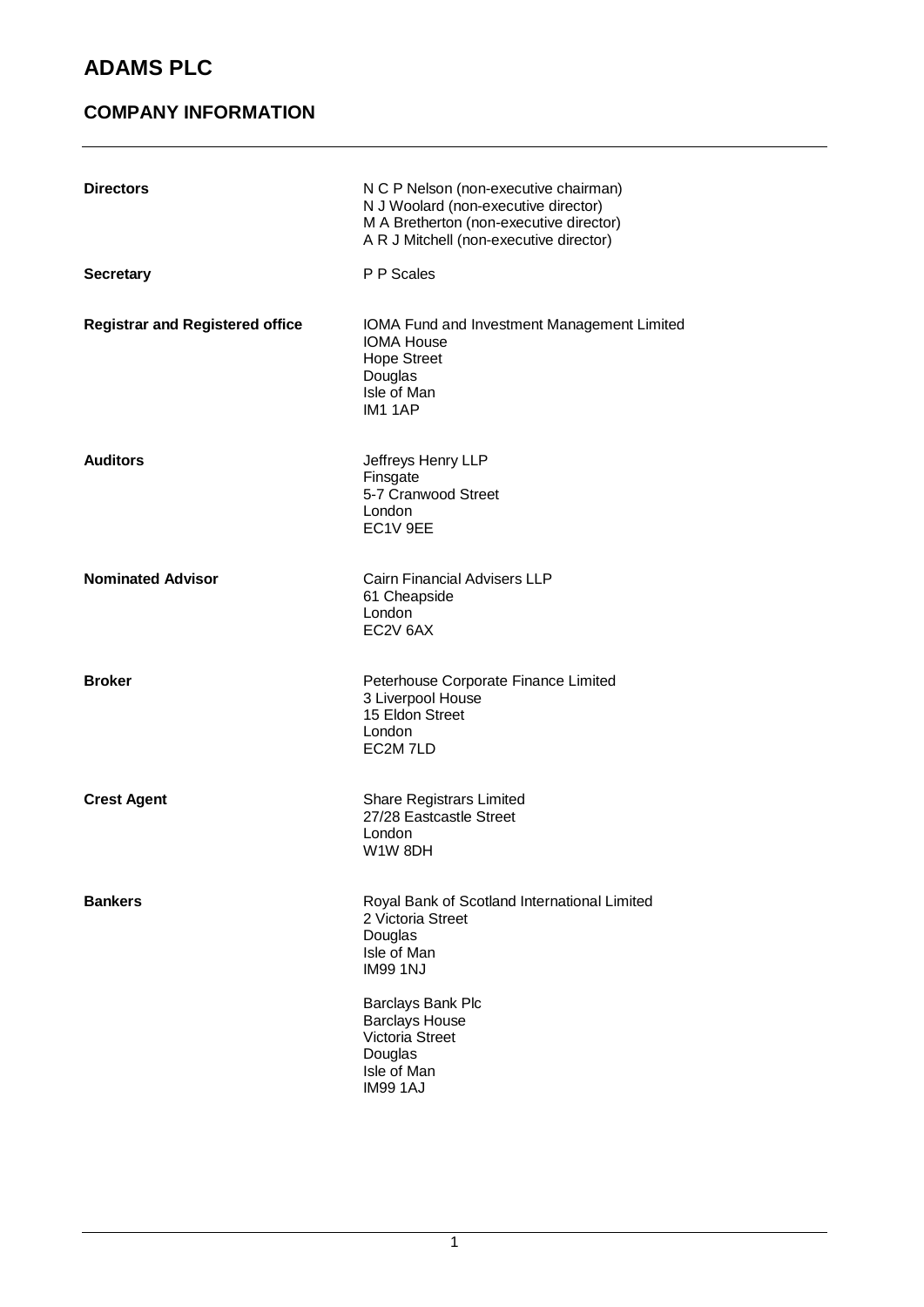# ADAMS PLC

## COMPANY INFORMATION

| | |
|---|---|
| **Directors** | N C P Nelson (non-executive chairman)<br>N J Woolard (non-executive director)<br>M A Bretherton (non-executive director)<br>A R J Mitchell (non-executive director) |
| **Secretary** | P P Scales |
| **Registrar and Registered office** | IOMA Fund and Investment Management Limited<br>IOMA House<br>Hope Street<br>Douglas<br>Isle of Man<br>IM1 1AP |
| **Auditors** | Jeffreys Henry LLP<br>Finsgate<br>5-7 Cranwood Street<br>London<br>EC1V 9EE |
| **Nominated Advisor** | Cairn Financial Advisers LLP<br>61 Cheapside<br>London<br>EC2V 6AX |
| **Broker** | Peterhouse Corporate Finance Limited<br>3 Liverpool House<br>15 Eldon Street<br>London<br>EC2M 7LD |
| **Crest Agent** | Share Registrars Limited<br>27/28 Eastcastle Street<br>London<br>W1W 8DH |
| **Bankers** | Royal Bank of Scotland International Limited<br>2 Victoria Street<br>Douglas<br>Isle of Man<br>IM99 1NJ<br><br>Barclays Bank Plc<br>Barclays House<br>Victoria Street<br>Douglas<br>Isle of Man<br>IM99 1AJ |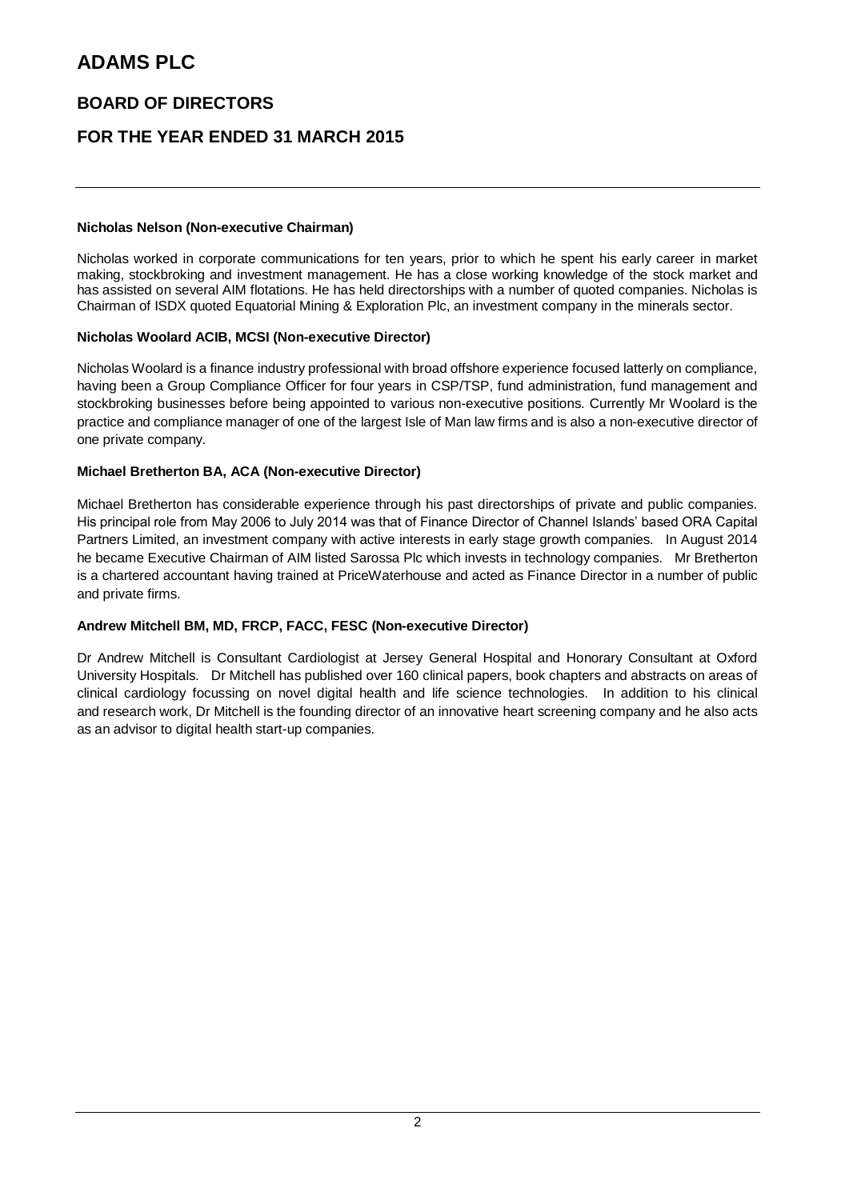# ADAMS PLC

## BOARD OF DIRECTORS

## FOR THE YEAR ENDED 31 MARCH 2015

**Nicholas Nelson (Non-executive Chairman)**

Nicholas worked in corporate communications for ten years, prior to which he spent his early career in market making, stockbroking and investment management. He has a close working knowledge of the stock market and has assisted on several AIM flotations. He has held directorships with a number of quoted companies. Nicholas is Chairman of ISDX quoted Equatorial Mining & Exploration Plc, an investment company in the minerals sector.

**Nicholas Woolard ACIB, MCSI (Non-executive Director)**

Nicholas Woolard is a finance industry professional with broad offshore experience focused latterly on compliance, having been a Group Compliance Officer for four years in CSP/TSP, fund administration, fund management and stockbroking businesses before being appointed to various non-executive positions. Currently Mr Woolard is the practice and compliance manager of one of the largest Isle of Man law firms and is also a non-executive director of one private company.

**Michael Bretherton BA, ACA (Non-executive Director)**

Michael Bretherton has considerable experience through his past directorships of private and public companies. His principal role from May 2006 to July 2014 was that of Finance Director of Channel Islands' based ORA Capital Partners Limited, an investment company with active interests in early stage growth companies. In August 2014 he became Executive Chairman of AIM listed Sarossa Plc which invests in technology companies. Mr Bretherton is a chartered accountant having trained at PriceWaterhouse and acted as Finance Director in a number of public and private firms.

**Andrew Mitchell BM, MD, FRCP, FACC, FESC (Non-executive Director)**

Dr Andrew Mitchell is Consultant Cardiologist at Jersey General Hospital and Honorary Consultant at Oxford University Hospitals. Dr Mitchell has published over 160 clinical papers, book chapters and abstracts on areas of clinical cardiology focussing on novel digital health and life science technologies. In addition to his clinical and research work, Dr Mitchell is the founding director of an innovative heart screening company and he also acts as an advisor to digital health start-up companies.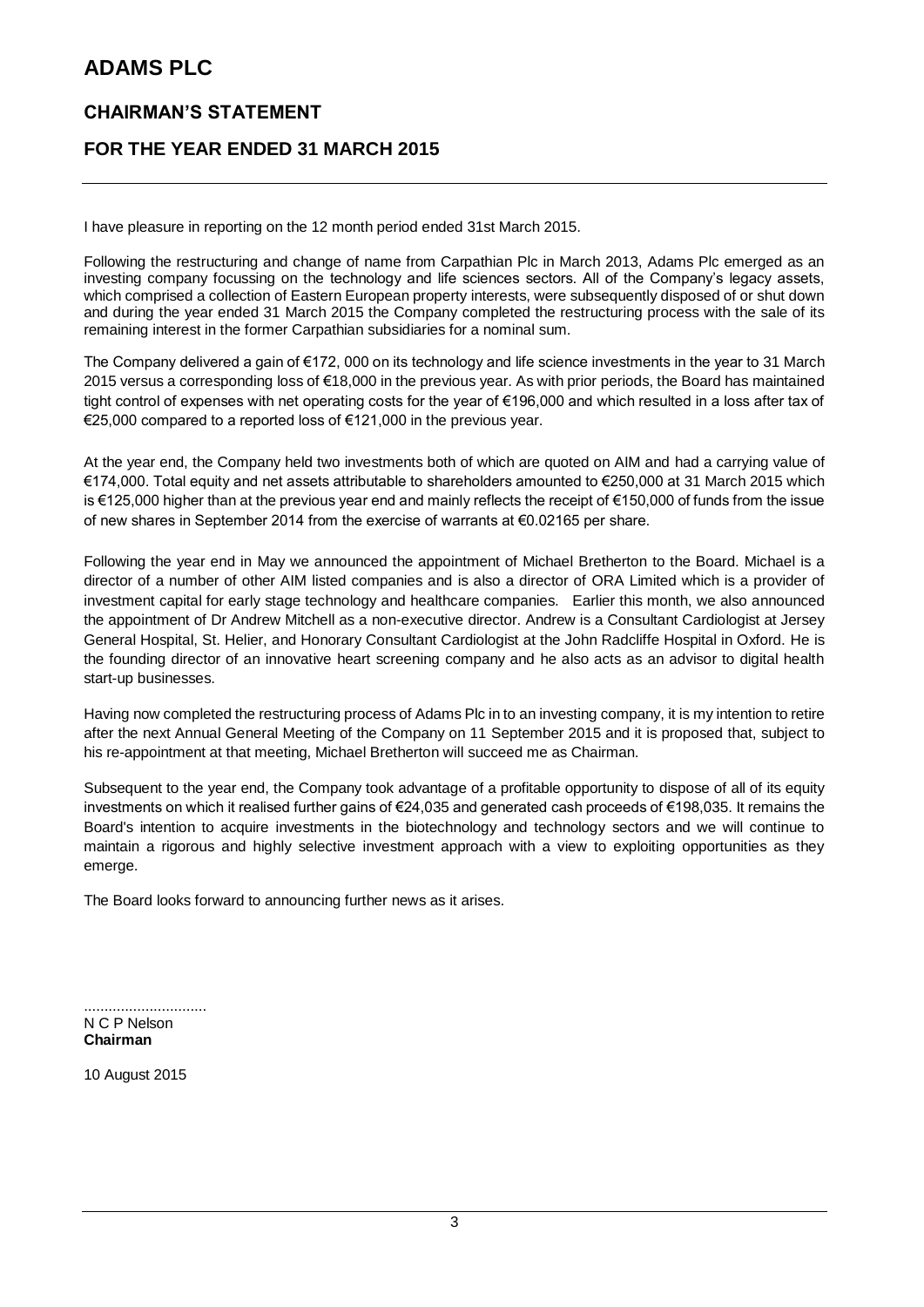# ADAMS PLC

## CHAIRMAN'S STATEMENT

## FOR THE YEAR ENDED 31 MARCH 2015

I have pleasure in reporting on the 12 month period ended 31st March 2015.

Following the restructuring and change of name from Carpathian Plc in March 2013, Adams Plc emerged as an investing company focussing on the technology and life sciences sectors. All of the Company's legacy assets, which comprised a collection of Eastern European property interests, were subsequently disposed of or shut down and during the year ended 31 March 2015 the Company completed the restructuring process with the sale of its remaining interest in the former Carpathian subsidiaries for a nominal sum.

The Company delivered a gain of €172, 000 on its technology and life science investments in the year to 31 March 2015 versus a corresponding loss of €18,000 in the previous year. As with prior periods, the Board has maintained tight control of expenses with net operating costs for the year of €196,000 and which resulted in a loss after tax of €25,000 compared to a reported loss of €121,000 in the previous year.

At the year end, the Company held two investments both of which are quoted on AIM and had a carrying value of €174,000. Total equity and net assets attributable to shareholders amounted to €250,000 at 31 March 2015 which is €125,000 higher than at the previous year end and mainly reflects the receipt of €150,000 of funds from the issue of new shares in September 2014 from the exercise of warrants at €0.02165 per share.

Following the year end in May we announced the appointment of Michael Bretherton to the Board. Michael is a director of a number of other AIM listed companies and is also a director of ORA Limited which is a provider of investment capital for early stage technology and healthcare companies. Earlier this month, we also announced the appointment of Dr Andrew Mitchell as a non-executive director. Andrew is a Consultant Cardiologist at Jersey General Hospital, St. Helier, and Honorary Consultant Cardiologist at the John Radcliffe Hospital in Oxford. He is the founding director of an innovative heart screening company and he also acts as an advisor to digital health start-up businesses.

Having now completed the restructuring process of Adams Plc in to an investing company, it is my intention to retire after the next Annual General Meeting of the Company on 11 September 2015 and it is proposed that, subject to his re-appointment at that meeting, Michael Bretherton will succeed me as Chairman.

Subsequent to the year end, the Company took advantage of a profitable opportunity to dispose of all of its equity investments on which it realised further gains of €24,035 and generated cash proceeds of €198,035. It remains the Board's intention to acquire investments in the biotechnology and technology sectors and we will continue to maintain a rigorous and highly selective investment approach with a view to exploiting opportunities as they emerge.

The Board looks forward to announcing further news as it arises.

..............................
N C P Nelson
**Chairman**

10 August 2015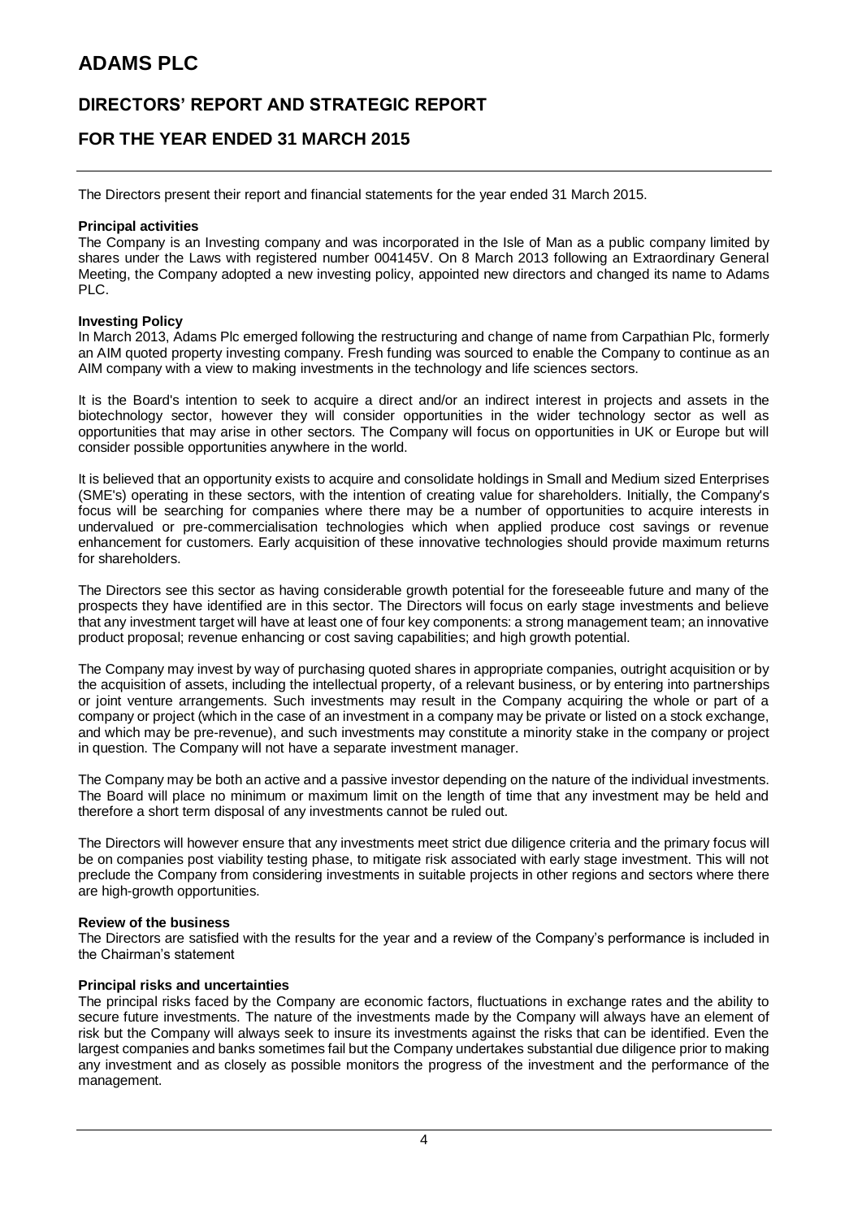# ADAMS PLC

## DIRECTORS' REPORT AND STRATEGIC REPORT

## FOR THE YEAR ENDED 31 MARCH 2015

The Directors present their report and financial statements for the year ended 31 March 2015.

**Principal activities**

The Company is an Investing company and was incorporated in the Isle of Man as a public company limited by shares under the Laws with registered number 004145V. On 8 March 2013 following an Extraordinary General Meeting, the Company adopted a new investing policy, appointed new directors and changed its name to Adams PLC.

**Investing Policy**

In March 2013, Adams Plc emerged following the restructuring and change of name from Carpathian Plc, formerly an AIM quoted property investing company. Fresh funding was sourced to enable the Company to continue as an AIM company with a view to making investments in the technology and life sciences sectors.

It is the Board's intention to seek to acquire a direct and/or an indirect interest in projects and assets in the biotechnology sector, however they will consider opportunities in the wider technology sector as well as opportunities that may arise in other sectors. The Company will focus on opportunities in UK or Europe but will consider possible opportunities anywhere in the world.

It is believed that an opportunity exists to acquire and consolidate holdings in Small and Medium sized Enterprises (SME's) operating in these sectors, with the intention of creating value for shareholders. Initially, the Company's focus will be searching for companies where there may be a number of opportunities to acquire interests in undervalued or pre-commercialisation technologies which when applied produce cost savings or revenue enhancement for customers. Early acquisition of these innovative technologies should provide maximum returns for shareholders.

The Directors see this sector as having considerable growth potential for the foreseeable future and many of the prospects they have identified are in this sector. The Directors will focus on early stage investments and believe that any investment target will have at least one of four key components: a strong management team; an innovative product proposal; revenue enhancing or cost saving capabilities; and high growth potential.

The Company may invest by way of purchasing quoted shares in appropriate companies, outright acquisition or by the acquisition of assets, including the intellectual property, of a relevant business, or by entering into partnerships or joint venture arrangements. Such investments may result in the Company acquiring the whole or part of a company or project (which in the case of an investment in a company may be private or listed on a stock exchange, and which may be pre-revenue), and such investments may constitute a minority stake in the company or project in question. The Company will not have a separate investment manager.

The Company may be both an active and a passive investor depending on the nature of the individual investments. The Board will place no minimum or maximum limit on the length of time that any investment may be held and therefore a short term disposal of any investments cannot be ruled out.

The Directors will however ensure that any investments meet strict due diligence criteria and the primary focus will be on companies post viability testing phase, to mitigate risk associated with early stage investment. This will not preclude the Company from considering investments in suitable projects in other regions and sectors where there are high-growth opportunities.

**Review of the business**

The Directors are satisfied with the results for the year and a review of the Company's performance is included in the Chairman's statement

**Principal risks and uncertainties**

The principal risks faced by the Company are economic factors, fluctuations in exchange rates and the ability to secure future investments. The nature of the investments made by the Company will always have an element of risk but the Company will always seek to insure its investments against the risks that can be identified. Even the largest companies and banks sometimes fail but the Company undertakes substantial due diligence prior to making any investment and as closely as possible monitors the progress of the investment and the performance of the management.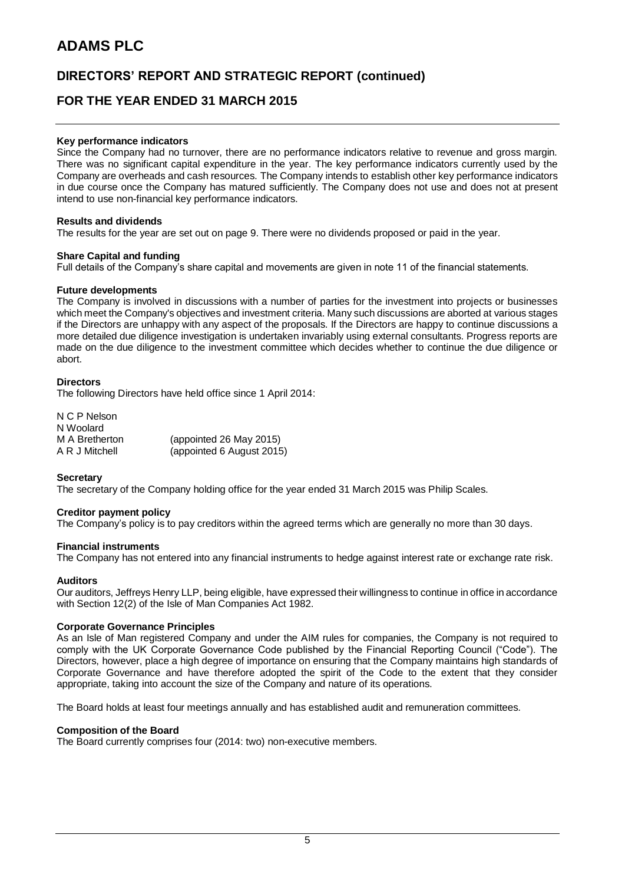# ADAMS PLC

## DIRECTORS' REPORT AND STRATEGIC REPORT (continued)

## FOR THE YEAR ENDED 31 MARCH 2015

**Key performance indicators**
Since the Company had no turnover, there are no performance indicators relative to revenue and gross margin. There was no significant capital expenditure in the year. The key performance indicators currently used by the Company are overheads and cash resources. The Company intends to establish other key performance indicators in due course once the Company has matured sufficiently. The Company does not use and does not at present intend to use non-financial key performance indicators.

**Results and dividends**
The results for the year are set out on page 9. There were no dividends proposed or paid in the year.

**Share Capital and funding**
Full details of the Company's share capital and movements are given in note 11 of the financial statements.

**Future developments**
The Company is involved in discussions with a number of parties for the investment into projects or businesses which meet the Company's objectives and investment criteria. Many such discussions are aborted at various stages if the Directors are unhappy with any aspect of the proposals. If the Directors are happy to continue discussions a more detailed due diligence investigation is undertaken invariably using external consultants. Progress reports are made on the due diligence to the investment committee which decides whether to continue the due diligence or abort.

**Directors**
The following Directors have held office since 1 April 2014:

| | |
|---|---|
| N C P Nelson | |
| N Woolard | |
| M A Bretherton | (appointed 26 May 2015) |
| A R J Mitchell | (appointed 6 August 2015) |

**Secretary**
The secretary of the Company holding office for the year ended 31 March 2015 was Philip Scales.

**Creditor payment policy**
The Company's policy is to pay creditors within the agreed terms which are generally no more than 30 days.

**Financial instruments**
The Company has not entered into any financial instruments to hedge against interest rate or exchange rate risk.

**Auditors**
Our auditors, Jeffreys Henry LLP, being eligible, have expressed their willingness to continue in office in accordance with Section 12(2) of the Isle of Man Companies Act 1982.

**Corporate Governance Principles**
As an Isle of Man registered Company and under the AIM rules for companies, the Company is not required to comply with the UK Corporate Governance Code published by the Financial Reporting Council ("Code"). The Directors, however, place a high degree of importance on ensuring that the Company maintains high standards of Corporate Governance and have therefore adopted the spirit of the Code to the extent that they consider appropriate, taking into account the size of the Company and nature of its operations.

The Board holds at least four meetings annually and has established audit and remuneration committees.

**Composition of the Board**
The Board currently comprises four (2014: two) non-executive members.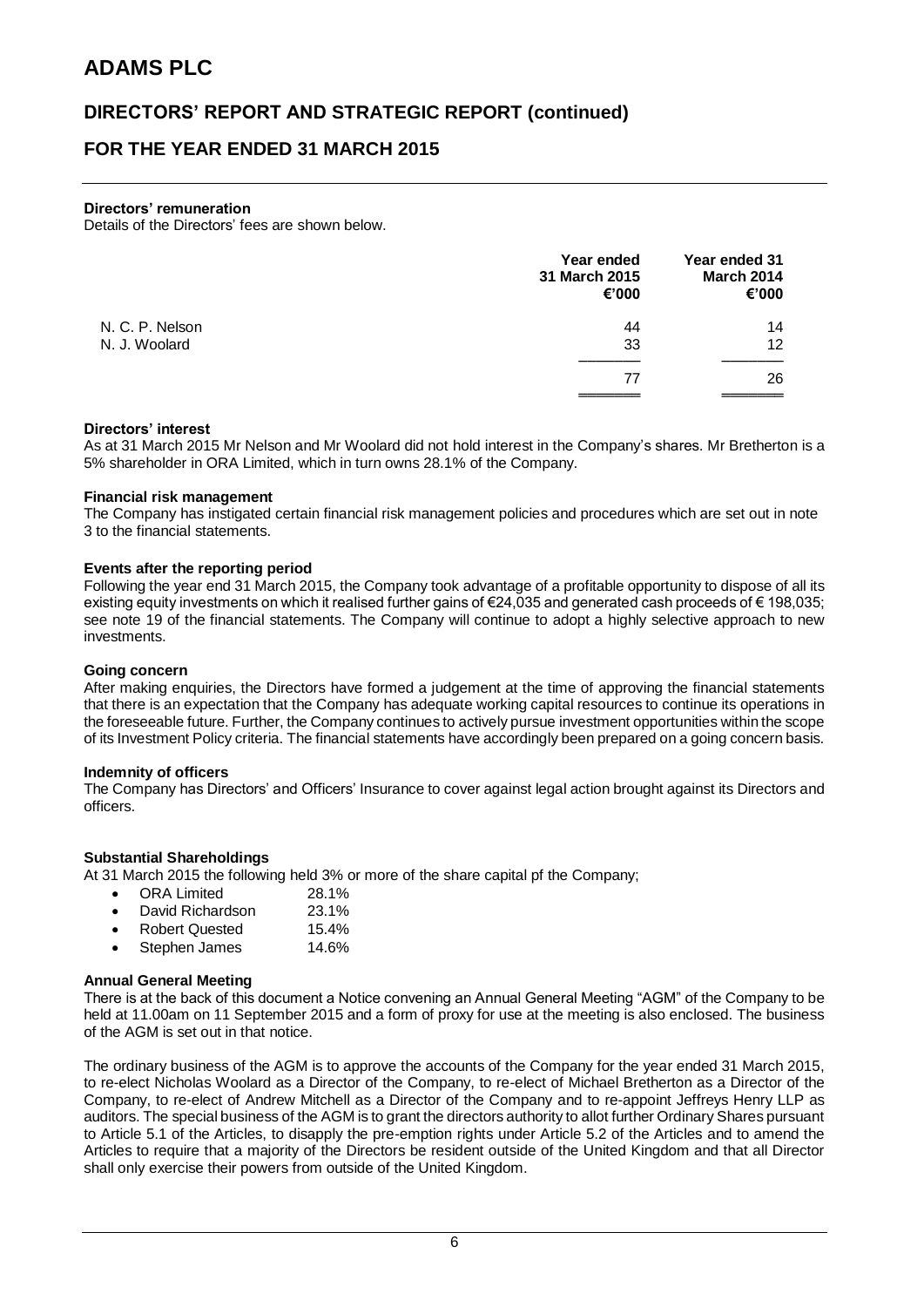# ADAMS PLC

## DIRECTORS' REPORT AND STRATEGIC REPORT (continued)

## FOR THE YEAR ENDED 31 MARCH 2015

**Directors' remuneration**

Details of the Directors' fees are shown below.

| | Year ended 31 March 2015 €'000 | Year ended 31 March 2014 €'000 |
|---|---|---|
| N. C. P. Nelson | 44 | 14 |
| N. J. Woolard | 33 | 12 |
| | 77 | 26 |

**Directors' interest**

As at 31 March 2015 Mr Nelson and Mr Woolard did not hold interest in the Company's shares. Mr Bretherton is a 5% shareholder in ORA Limited, which in turn owns 28.1% of the Company.

**Financial risk management**

The Company has instigated certain financial risk management policies and procedures which are set out in note 3 to the financial statements.

**Events after the reporting period**

Following the year end 31 March 2015, the Company took advantage of a profitable opportunity to dispose of all its existing equity investments on which it realised further gains of €24,035 and generated cash proceeds of € 198,035; see note 19 of the financial statements. The Company will continue to adopt a highly selective approach to new investments.

**Going concern**

After making enquiries, the Directors have formed a judgement at the time of approving the financial statements that there is an expectation that the Company has adequate working capital resources to continue its operations in the foreseeable future. Further, the Company continues to actively pursue investment opportunities within the scope of its Investment Policy criteria. The financial statements have accordingly been prepared on a going concern basis.

**Indemnity of officers**

The Company has Directors' and Officers' Insurance to cover against legal action brought against its Directors and officers.

**Substantial Shareholdings**

At 31 March 2015 the following held 3% or more of the share capital pf the Company;

- ORA Limited 28.1%
- David Richardson 23.1%
- Robert Quested 15.4%
- Stephen James 14.6%

**Annual General Meeting**

There is at the back of this document a Notice convening an Annual General Meeting "AGM" of the Company to be held at 11.00am on 11 September 2015 and a form of proxy for use at the meeting is also enclosed. The business of the AGM is set out in that notice.

The ordinary business of the AGM is to approve the accounts of the Company for the year ended 31 March 2015, to re-elect Nicholas Woolard as a Director of the Company, to re-elect of Michael Bretherton as a Director of the Company, to re-elect of Andrew Mitchell as a Director of the Company and to re-appoint Jeffreys Henry LLP as auditors. The special business of the AGM is to grant the directors authority to allot further Ordinary Shares pursuant to Article 5.1 of the Articles, to disapply the pre-emption rights under Article 5.2 of the Articles and to amend the Articles to require that a majority of the Directors be resident outside of the United Kingdom and that all Director shall only exercise their powers from outside of the United Kingdom.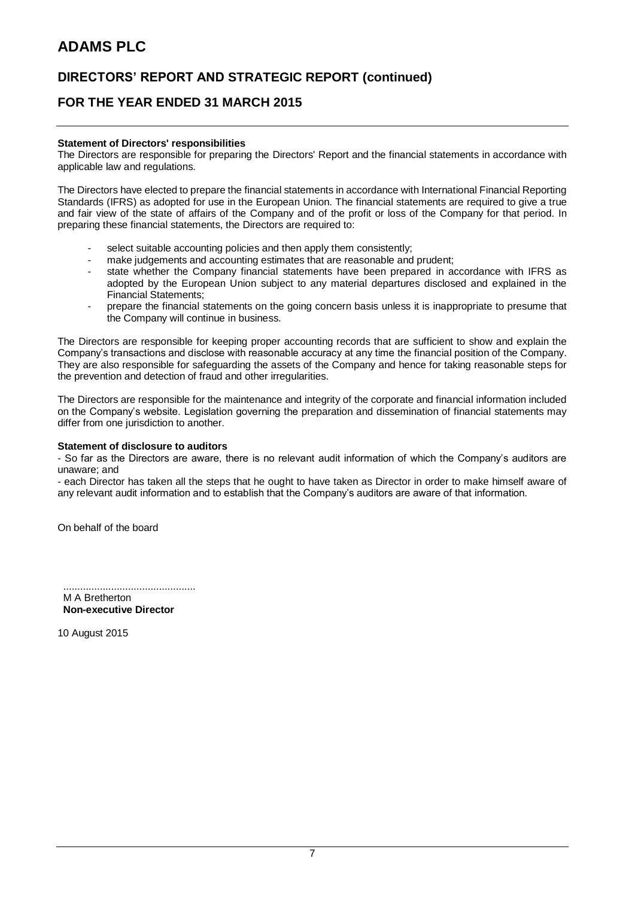# ADAMS PLC

## DIRECTORS' REPORT AND STRATEGIC REPORT (continued)

## FOR THE YEAR ENDED 31 MARCH 2015

**Statement of Directors' responsibilities**

The Directors are responsible for preparing the Directors' Report and the financial statements in accordance with applicable law and regulations.

The Directors have elected to prepare the financial statements in accordance with International Financial Reporting Standards (IFRS) as adopted for use in the European Union. The financial statements are required to give a true and fair view of the state of affairs of the Company and of the profit or loss of the Company for that period. In preparing these financial statements, the Directors are required to:

- select suitable accounting policies and then apply them consistently;
- make judgements and accounting estimates that are reasonable and prudent;
- state whether the Company financial statements have been prepared in accordance with IFRS as adopted by the European Union subject to any material departures disclosed and explained in the Financial Statements;
- prepare the financial statements on the going concern basis unless it is inappropriate to presume that the Company will continue in business.

The Directors are responsible for keeping proper accounting records that are sufficient to show and explain the Company's transactions and disclose with reasonable accuracy at any time the financial position of the Company. They are also responsible for safeguarding the assets of the Company and hence for taking reasonable steps for the prevention and detection of fraud and other irregularities.

The Directors are responsible for the maintenance and integrity of the corporate and financial information included on the Company's website. Legislation governing the preparation and dissemination of financial statements may differ from one jurisdiction to another.

**Statement of disclosure to auditors**

- So far as the Directors are aware, there is no relevant audit information of which the Company's auditors are unaware; and
- each Director has taken all the steps that he ought to have taken as Director in order to make himself aware of any relevant audit information and to establish that the Company's auditors are aware of that information.

On behalf of the board

...............................................
M A Bretherton
**Non-executive Director**

10 August 2015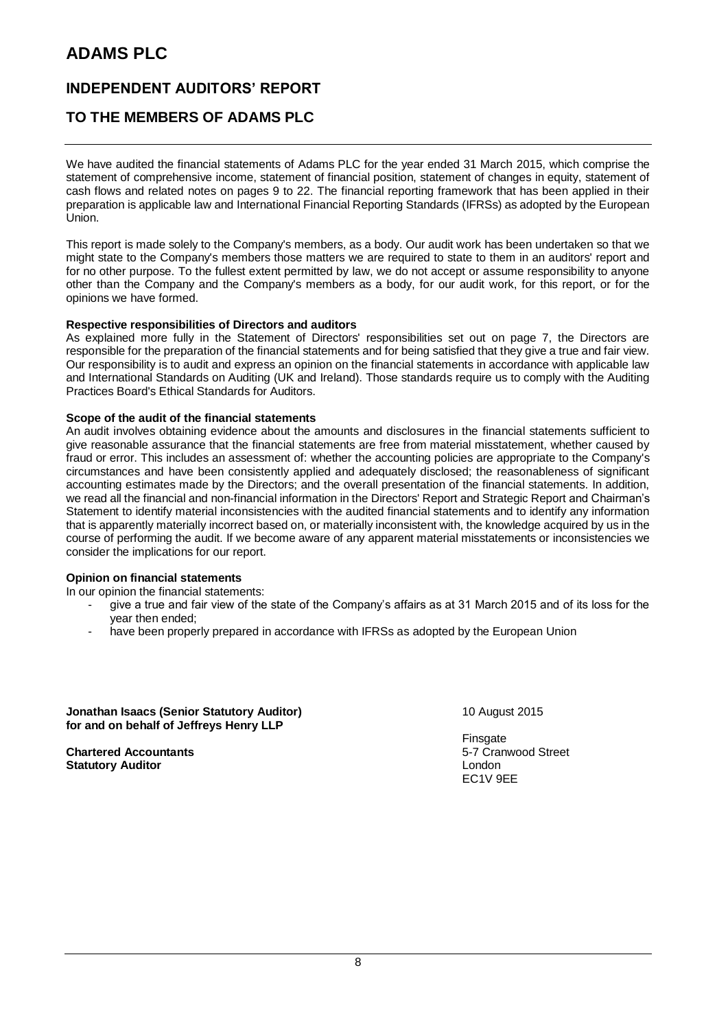# ADAMS PLC

## INDEPENDENT AUDITORS' REPORT

## TO THE MEMBERS OF ADAMS PLC

We have audited the financial statements of Adams PLC for the year ended 31 March 2015, which comprise the statement of comprehensive income, statement of financial position, statement of changes in equity, statement of cash flows and related notes on pages 9 to 22. The financial reporting framework that has been applied in their preparation is applicable law and International Financial Reporting Standards (IFRSs) as adopted by the European Union.

This report is made solely to the Company's members, as a body. Our audit work has been undertaken so that we might state to the Company's members those matters we are required to state to them in an auditors' report and for no other purpose. To the fullest extent permitted by law, we do not accept or assume responsibility to anyone other than the Company and the Company's members as a body, for our audit work, for this report, or for the opinions we have formed.

**Respective responsibilities of Directors and auditors**

As explained more fully in the Statement of Directors' responsibilities set out on page 7, the Directors are responsible for the preparation of the financial statements and for being satisfied that they give a true and fair view. Our responsibility is to audit and express an opinion on the financial statements in accordance with applicable law and International Standards on Auditing (UK and Ireland). Those standards require us to comply with the Auditing Practices Board's Ethical Standards for Auditors.

**Scope of the audit of the financial statements**

An audit involves obtaining evidence about the amounts and disclosures in the financial statements sufficient to give reasonable assurance that the financial statements are free from material misstatement, whether caused by fraud or error. This includes an assessment of: whether the accounting policies are appropriate to the Company's circumstances and have been consistently applied and adequately disclosed; the reasonableness of significant accounting estimates made by the Directors; and the overall presentation of the financial statements. In addition, we read all the financial and non-financial information in the Directors' Report and Strategic Report and Chairman's Statement to identify material inconsistencies with the audited financial statements and to identify any information that is apparently materially incorrect based on, or materially inconsistent with, the knowledge acquired by us in the course of performing the audit. If we become aware of any apparent material misstatements or inconsistencies we consider the implications for our report.

**Opinion on financial statements**

In our opinion the financial statements:

- give a true and fair view of the state of the Company's affairs as at 31 March 2015 and of its loss for the year then ended;
- have been properly prepared in accordance with IFRSs as adopted by the European Union

**Jonathan Isaacs (Senior Statutory Auditor)**
**for and on behalf of Jeffreys Henry LLP**

**Chartered Accountants**
**Statutory Auditor**

10 August 2015

Finsgate
5-7 Cranwood Street
London
EC1V 9EE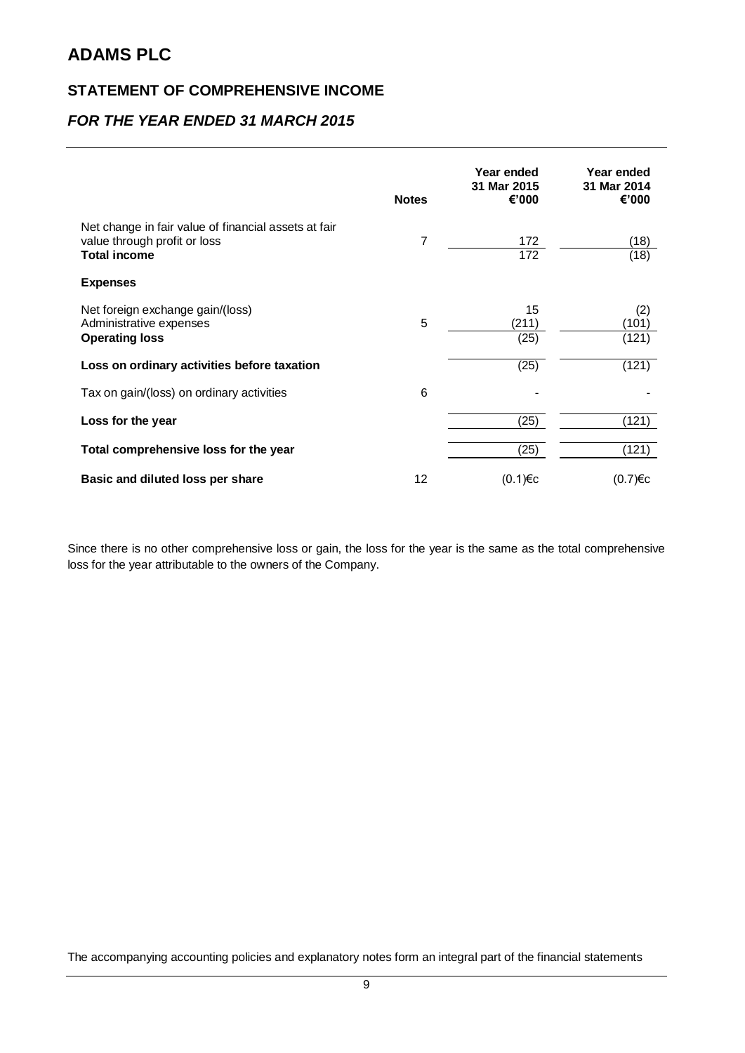# ADAMS PLC

## STATEMENT OF COMPREHENSIVE INCOME

## *FOR THE YEAR ENDED 31 MARCH 2015*

| | Notes | Year ended 31 Mar 2015 €'000 | Year ended 31 Mar 2014 €'000 |
|---|---|---|---|
| Net change in fair value of financial assets at fair value through profit or loss | 7 | 172 | (18) |
| **Total income** | | 172 | (18) |
| **Expenses** | | | |
| Net foreign exchange gain/(loss) | | 15 | (2) |
| Administrative expenses | 5 | (211) | (101) |
| **Operating loss** | | (25) | (121) |
| **Loss on ordinary activities before taxation** | | (25) | (121) |
| Tax on gain/(loss) on ordinary activities | 6 | - | - |
| **Loss for the year** | | (25) | (121) |
| **Total comprehensive loss for the year** | | (25) | (121) |
| **Basic and diluted loss per share** | 12 | (0.1)€c | (0.7)€c |

Since there is no other comprehensive loss or gain, the loss for the year is the same as the total comprehensive loss for the year attributable to the owners of the Company.

The accompanying accounting policies and explanatory notes form an integral part of the financial statements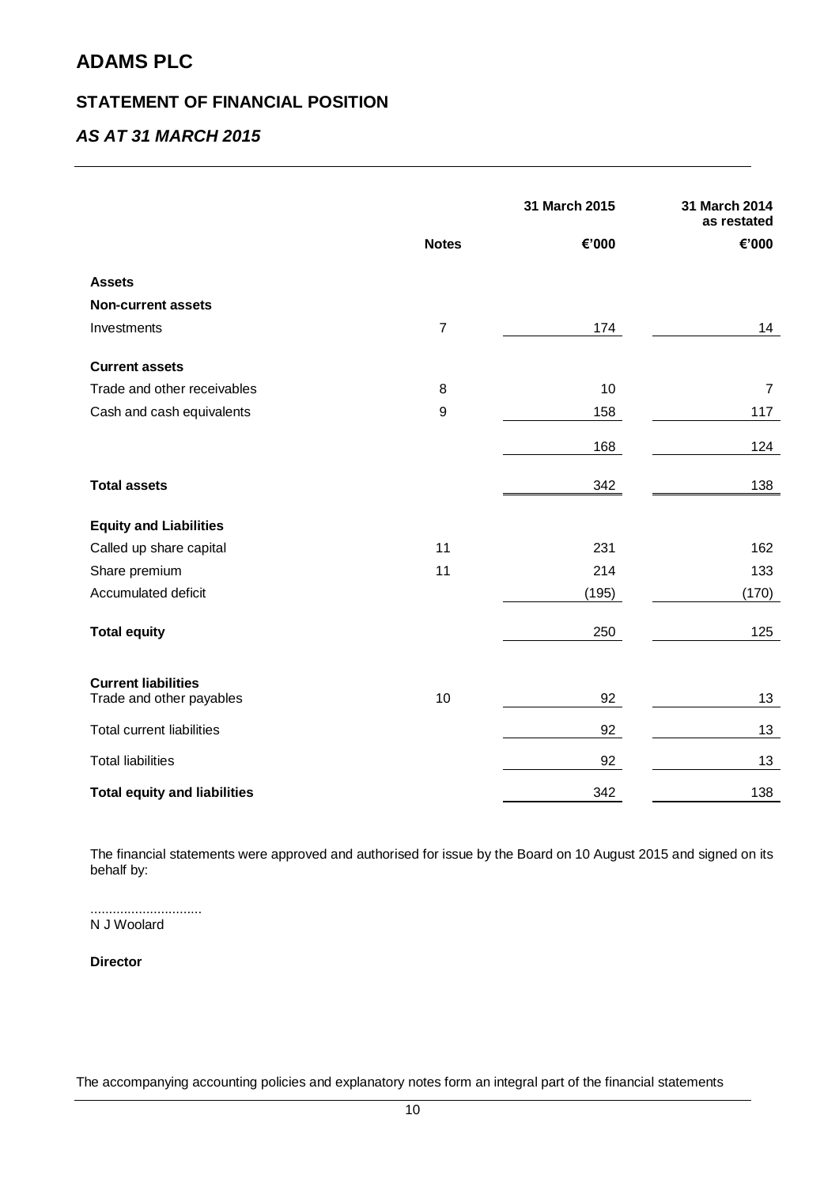# ADAMS PLC

## STATEMENT OF FINANCIAL POSITION

### *AS AT 31 MARCH 2015*

| | Notes | 31 March 2015 | 31 March 2014 as restated |
|---|---|---|---|
| | | €'000 | €'000 |
| **Assets** | | | |
| **Non-current assets** | | | |
| Investments | 7 | 174 | 14 |
| **Current assets** | | | |
| Trade and other receivables | 8 | 10 | 7 |
| Cash and cash equivalents | 9 | 158 | 117 |
| | | 168 | 124 |
| **Total assets** | | 342 | 138 |
| **Equity and Liabilities** | | | |
| Called up share capital | 11 | 231 | 162 |
| Share premium | 11 | 214 | 133 |
| Accumulated deficit | | (195) | (170) |
| **Total equity** | | 250 | 125 |
| **Current liabilities** | | | |
| Trade and other payables | 10 | 92 | 13 |
| Total current liabilities | | 92 | 13 |
| Total liabilities | | 92 | 13 |
| **Total equity and liabilities** | | 342 | 138 |

The financial statements were approved and authorised for issue by the Board on 10 August 2015 and signed on its behalf by:

.............................
N J Woolard

**Director**

The accompanying accounting policies and explanatory notes form an integral part of the financial statements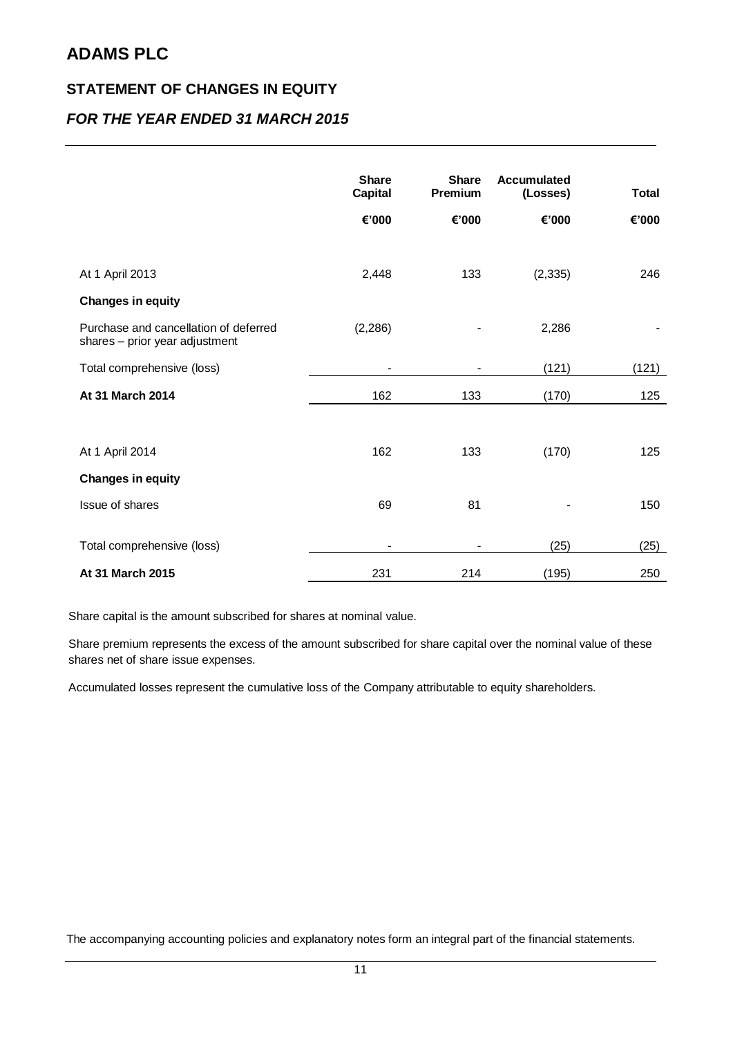# ADAMS PLC

## STATEMENT OF CHANGES IN EQUITY

### *FOR THE YEAR ENDED 31 MARCH 2015*

| | Share Capital | Share Premium | Accumulated (Losses) | Total |
|---|---|---|---|---|
| | €'000 | €'000 | €'000 | €'000 |
| At 1 April 2013 | 2,448 | 133 | (2,335) | 246 |
| **Changes in equity** | | | | |
| Purchase and cancellation of deferred shares – prior year adjustment | (2,286) | - | 2,286 | - |
| Total comprehensive (loss) | - | - | (121) | (121) |
| **At 31 March 2014** | 162 | 133 | (170) | 125 |
| | | | | |
| At 1 April 2014 | 162 | 133 | (170) | 125 |
| **Changes in equity** | | | | |
| Issue of shares | 69 | 81 | - | 150 |
| Total comprehensive (loss) | - | - | (25) | (25) |
| **At 31 March 2015** | 231 | 214 | (195) | 250 |

Share capital is the amount subscribed for shares at nominal value.

Share premium represents the excess of the amount subscribed for share capital over the nominal value of these shares net of share issue expenses.

Accumulated losses represent the cumulative loss of the Company attributable to equity shareholders.

The accompanying accounting policies and explanatory notes form an integral part of the financial statements.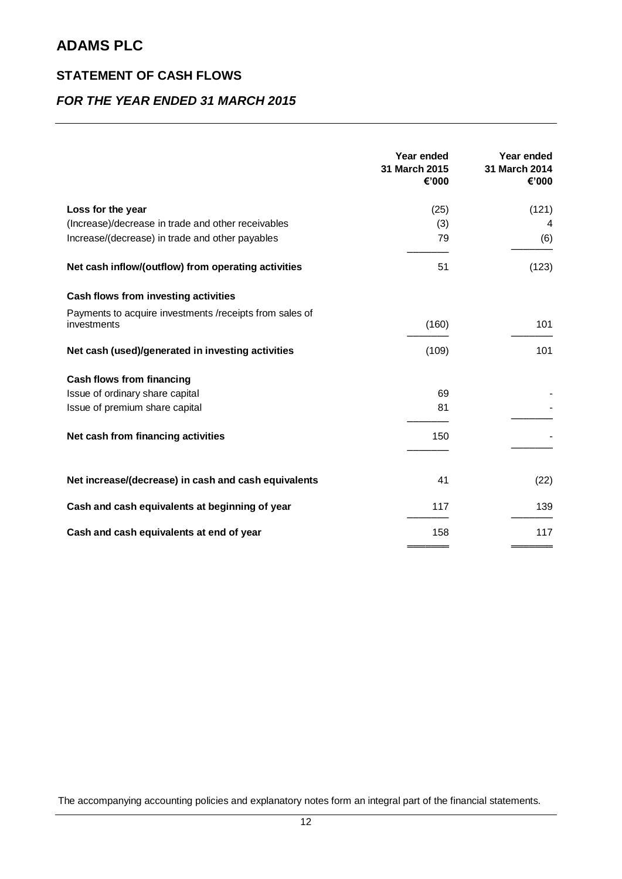# ADAMS PLC

## STATEMENT OF CASH FLOWS

### *FOR THE YEAR ENDED 31 MARCH 2015*

| | Year ended 31 March 2015 €'000 | Year ended 31 March 2014 €'000 |
|---|---:|---:|
| **Loss for the year** | (25) | (121) |
| (Increase)/decrease in trade and other receivables | (3) | 4 |
| Increase/(decrease) in trade and other payables | 79 | (6) |
| **Net cash inflow/(outflow) from operating activities** | 51 | (123) |
| **Cash flows from investing activities** | | |
| Payments to acquire investments /receipts from sales of investments | (160) | 101 |
| **Net cash (used)/generated in investing activities** | (109) | 101 |
| **Cash flows from financing** | | |
| Issue of ordinary share capital | 69 | - |
| Issue of premium share capital | 81 | - |
| **Net cash from financing activities** | 150 | - |
| **Net increase/(decrease) in cash and cash equivalents** | 41 | (22) |
| **Cash and cash equivalents at beginning of year** | 117 | 139 |
| **Cash and cash equivalents at end of year** | 158 | 117 |

The accompanying accounting policies and explanatory notes form an integral part of the financial statements.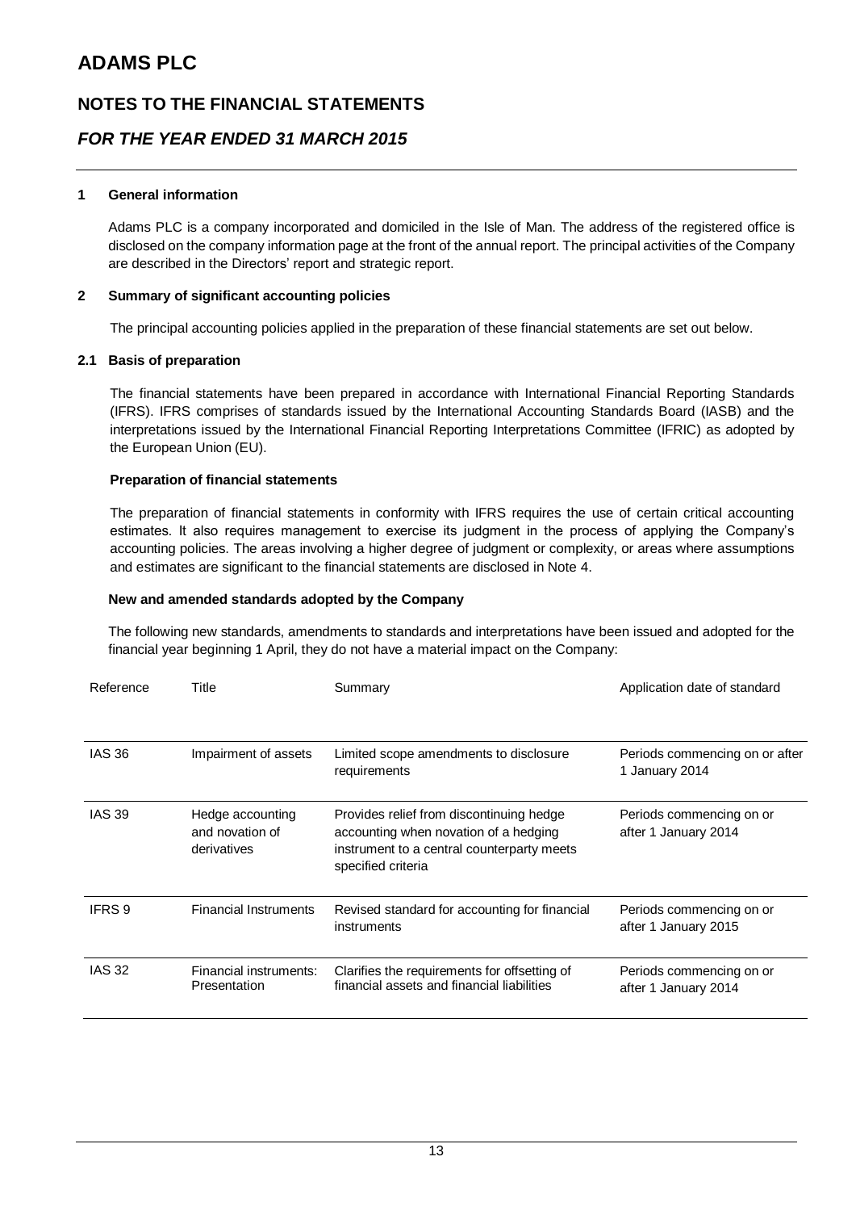# ADAMS PLC

## NOTES TO THE FINANCIAL STATEMENTS

## *FOR THE YEAR ENDED 31 MARCH 2015*

### 1 General information

Adams PLC is a company incorporated and domiciled in the Isle of Man. The address of the registered office is disclosed on the company information page at the front of the annual report. The principal activities of the Company are described in the Directors' report and strategic report.

### 2 Summary of significant accounting policies

The principal accounting policies applied in the preparation of these financial statements are set out below.

### 2.1 Basis of preparation

The financial statements have been prepared in accordance with International Financial Reporting Standards (IFRS). IFRS comprises of standards issued by the International Accounting Standards Board (IASB) and the interpretations issued by the International Financial Reporting Interpretations Committee (IFRIC) as adopted by the European Union (EU).

**Preparation of financial statements**

The preparation of financial statements in conformity with IFRS requires the use of certain critical accounting estimates. It also requires management to exercise its judgment in the process of applying the Company's accounting policies. The areas involving a higher degree of judgment or complexity, or areas where assumptions and estimates are significant to the financial statements are disclosed in Note 4.

**New and amended standards adopted by the Company**

The following new standards, amendments to standards and interpretations have been issued and adopted for the financial year beginning 1 April, they do not have a material impact on the Company:

| Reference | Title | Summary | Application date of standard |
|---|---|---|---|
| IAS 36 | Impairment of assets | Limited scope amendments to disclosure requirements | Periods commencing on or after 1 January 2014 |
| IAS 39 | Hedge accounting and novation of derivatives | Provides relief from discontinuing hedge accounting when novation of a hedging instrument to a central counterparty meets specified criteria | Periods commencing on or after 1 January 2014 |
| IFRS 9 | Financial Instruments | Revised standard for accounting for financial instruments | Periods commencing on or after 1 January 2015 |
| IAS 32 | Financial instruments: Presentation | Clarifies the requirements for offsetting of financial assets and financial liabilities | Periods commencing on or after 1 January 2014 |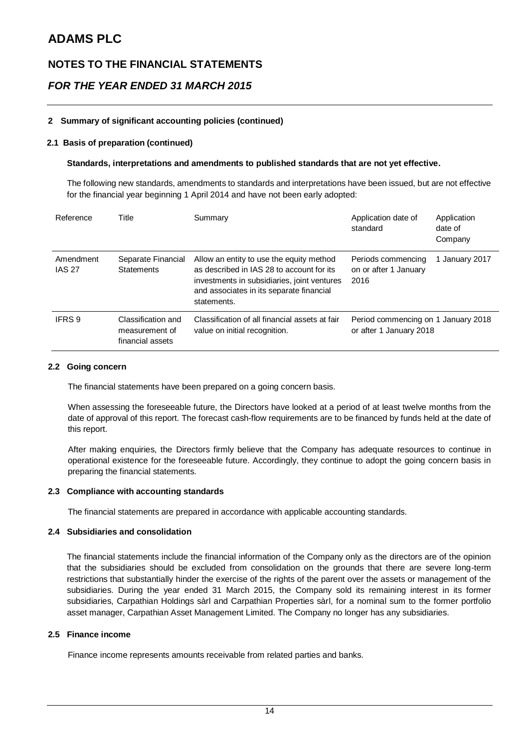# ADAMS PLC

## NOTES TO THE FINANCIAL STATEMENTS

## *FOR THE YEAR ENDED 31 MARCH 2015*

### 2 Summary of significant accounting policies (continued)

#### 2.1 Basis of preparation (continued)

**Standards, interpretations and amendments to published standards that are not yet effective.**

The following new standards, amendments to standards and interpretations have been issued, but are not effective for the financial year beginning 1 April 2014 and have not been early adopted:

| Reference | Title | Summary | Application date of standard | Application date of Company |
|---|---|---|---|---|
| Amendment IAS 27 | Separate Financial Statements | Allow an entity to use the equity method as described in IAS 28 to account for its investments in subsidiaries, joint ventures and associates in its separate financial statements. | Periods commencing on or after 1 January 2016 | 1 January 2017 |
| IFRS 9 | Classification and measurement of financial assets | Classification of all financial assets at fair value on initial recognition. | Period commencing on or after 1 January 2018 | 1 January 2018 |

#### 2.2 Going concern

The financial statements have been prepared on a going concern basis.

When assessing the foreseeable future, the Directors have looked at a period of at least twelve months from the date of approval of this report. The forecast cash-flow requirements are to be financed by funds held at the date of this report.

After making enquiries, the Directors firmly believe that the Company has adequate resources to continue in operational existence for the foreseeable future. Accordingly, they continue to adopt the going concern basis in preparing the financial statements.

#### 2.3 Compliance with accounting standards

The financial statements are prepared in accordance with applicable accounting standards.

#### 2.4 Subsidiaries and consolidation

The financial statements include the financial information of the Company only as the directors are of the opinion that the subsidiaries should be excluded from consolidation on the grounds that there are severe long-term restrictions that substantially hinder the exercise of the rights of the parent over the assets or management of the subsidiaries. During the year ended 31 March 2015, the Company sold its remaining interest in its former subsidiaries, Carpathian Holdings sàrl and Carpathian Properties sàrl, for a nominal sum to the former portfolio asset manager, Carpathian Asset Management Limited. The Company no longer has any subsidiaries.

#### 2.5 Finance income

Finance income represents amounts receivable from related parties and banks.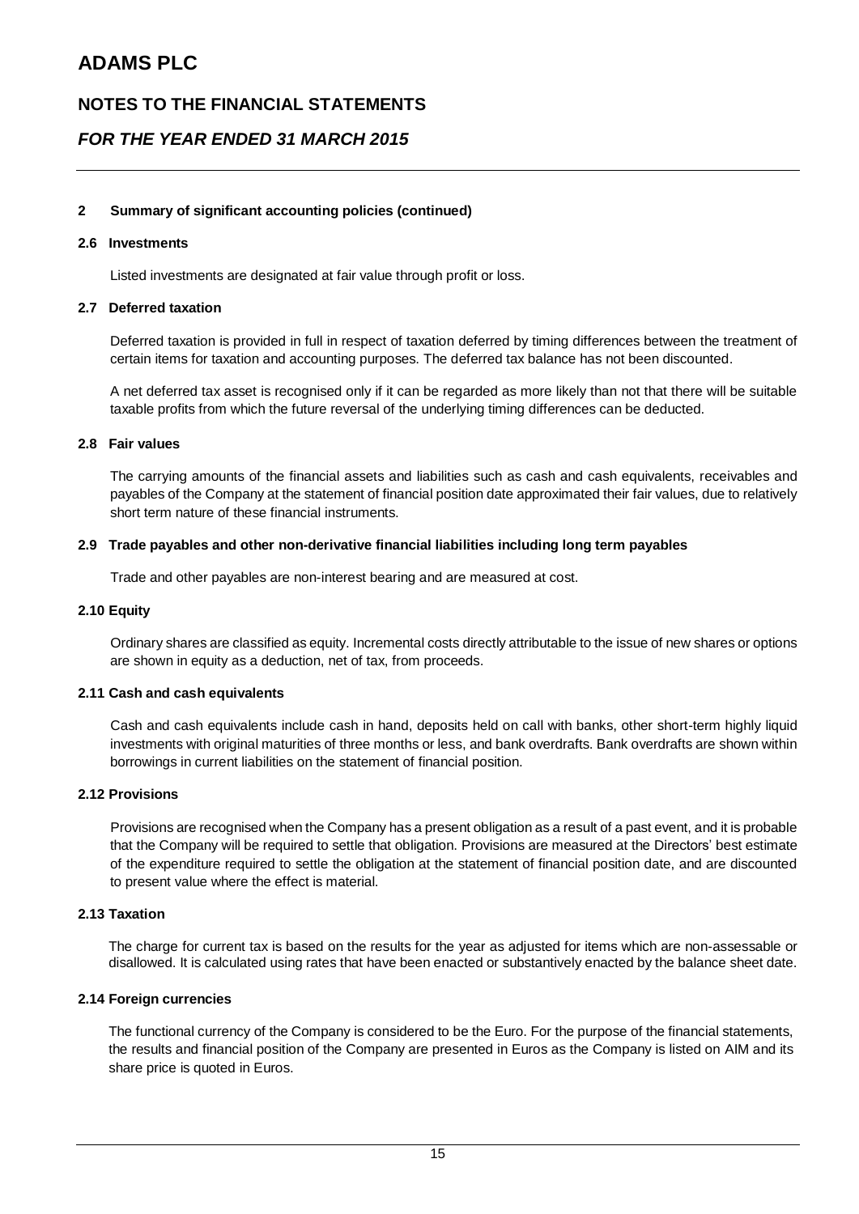# ADAMS PLC

## NOTES TO THE FINANCIAL STATEMENTS

## *FOR THE YEAR ENDED 31 MARCH 2015*

### 2 Summary of significant accounting policies (continued)

#### 2.6 Investments

Listed investments are designated at fair value through profit or loss.

#### 2.7 Deferred taxation

Deferred taxation is provided in full in respect of taxation deferred by timing differences between the treatment of certain items for taxation and accounting purposes. The deferred tax balance has not been discounted.

A net deferred tax asset is recognised only if it can be regarded as more likely than not that there will be suitable taxable profits from which the future reversal of the underlying timing differences can be deducted.

#### 2.8 Fair values

The carrying amounts of the financial assets and liabilities such as cash and cash equivalents, receivables and payables of the Company at the statement of financial position date approximated their fair values, due to relatively short term nature of these financial instruments.

#### 2.9 Trade payables and other non-derivative financial liabilities including long term payables

Trade and other payables are non-interest bearing and are measured at cost.

#### 2.10 Equity

Ordinary shares are classified as equity. Incremental costs directly attributable to the issue of new shares or options are shown in equity as a deduction, net of tax, from proceeds.

#### 2.11 Cash and cash equivalents

Cash and cash equivalents include cash in hand, deposits held on call with banks, other short-term highly liquid investments with original maturities of three months or less, and bank overdrafts. Bank overdrafts are shown within borrowings in current liabilities on the statement of financial position.

#### 2.12 Provisions

Provisions are recognised when the Company has a present obligation as a result of a past event, and it is probable that the Company will be required to settle that obligation. Provisions are measured at the Directors' best estimate of the expenditure required to settle the obligation at the statement of financial position date, and are discounted to present value where the effect is material.

#### 2.13 Taxation

The charge for current tax is based on the results for the year as adjusted for items which are non-assessable or disallowed. It is calculated using rates that have been enacted or substantively enacted by the balance sheet date.

#### 2.14 Foreign currencies

The functional currency of the Company is considered to be the Euro. For the purpose of the financial statements, the results and financial position of the Company are presented in Euros as the Company is listed on AIM and its share price is quoted in Euros.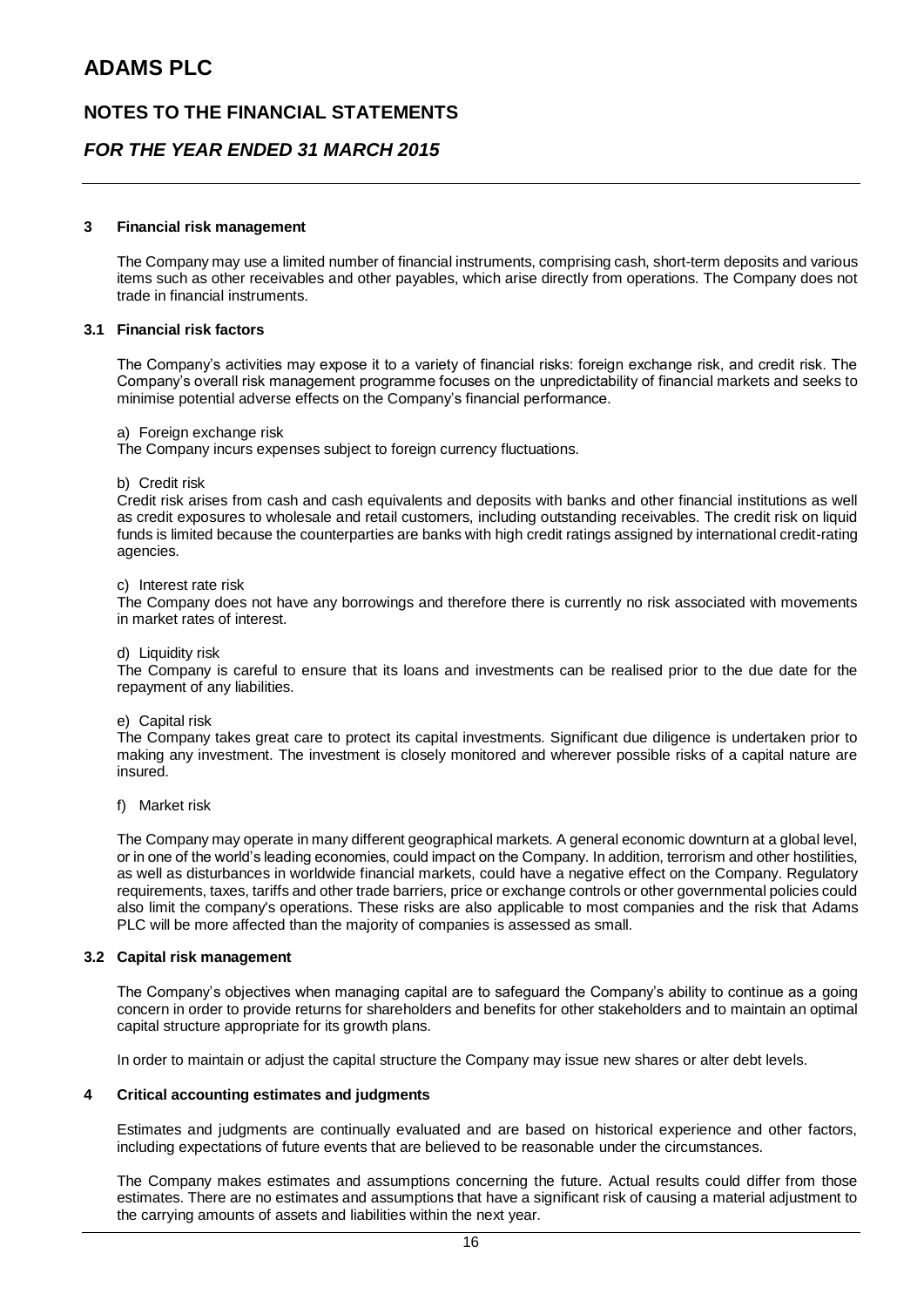### 3 Financial risk management

The Company may use a limited number of financial instruments, comprising cash, short-term deposits and various items such as other receivables and other payables, which arise directly from operations. The Company does not trade in financial instruments.

#### 3.1 Financial risk factors

The Company's activities may expose it to a variety of financial risks: foreign exchange risk, and credit risk. The Company's overall risk management programme focuses on the unpredictability of financial markets and seeks to minimise potential adverse effects on the Company's financial performance.

a) Foreign exchange risk
The Company incurs expenses subject to foreign currency fluctuations.

b) Credit risk
Credit risk arises from cash and cash equivalents and deposits with banks and other financial institutions as well as credit exposures to wholesale and retail customers, including outstanding receivables. The credit risk on liquid funds is limited because the counterparties are banks with high credit ratings assigned by international credit-rating agencies.

c) Interest rate risk
The Company does not have any borrowings and therefore there is currently no risk associated with movements in market rates of interest.

d) Liquidity risk
The Company is careful to ensure that its loans and investments can be realised prior to the due date for the repayment of any liabilities.

e) Capital risk
The Company takes great care to protect its capital investments. Significant due diligence is undertaken prior to making any investment. The investment is closely monitored and wherever possible risks of a capital nature are insured.

f) Market risk

The Company may operate in many different geographical markets. A general economic downturn at a global level, or in one of the world's leading economies, could impact on the Company. In addition, terrorism and other hostilities, as well as disturbances in worldwide financial markets, could have a negative effect on the Company. Regulatory requirements, taxes, tariffs and other trade barriers, price or exchange controls or other governmental policies could also limit the company's operations. These risks are also applicable to most companies and the risk that Adams PLC will be more affected than the majority of companies is assessed as small.

#### 3.2 Capital risk management

The Company's objectives when managing capital are to safeguard the Company's ability to continue as a going concern in order to provide returns for shareholders and benefits for other stakeholders and to maintain an optimal capital structure appropriate for its growth plans.

In order to maintain or adjust the capital structure the Company may issue new shares or alter debt levels.

### 4 Critical accounting estimates and judgments

Estimates and judgments are continually evaluated and are based on historical experience and other factors, including expectations of future events that are believed to be reasonable under the circumstances.

The Company makes estimates and assumptions concerning the future. Actual results could differ from those estimates. There are no estimates and assumptions that have a significant risk of causing a material adjustment to the carrying amounts of assets and liabilities within the next year.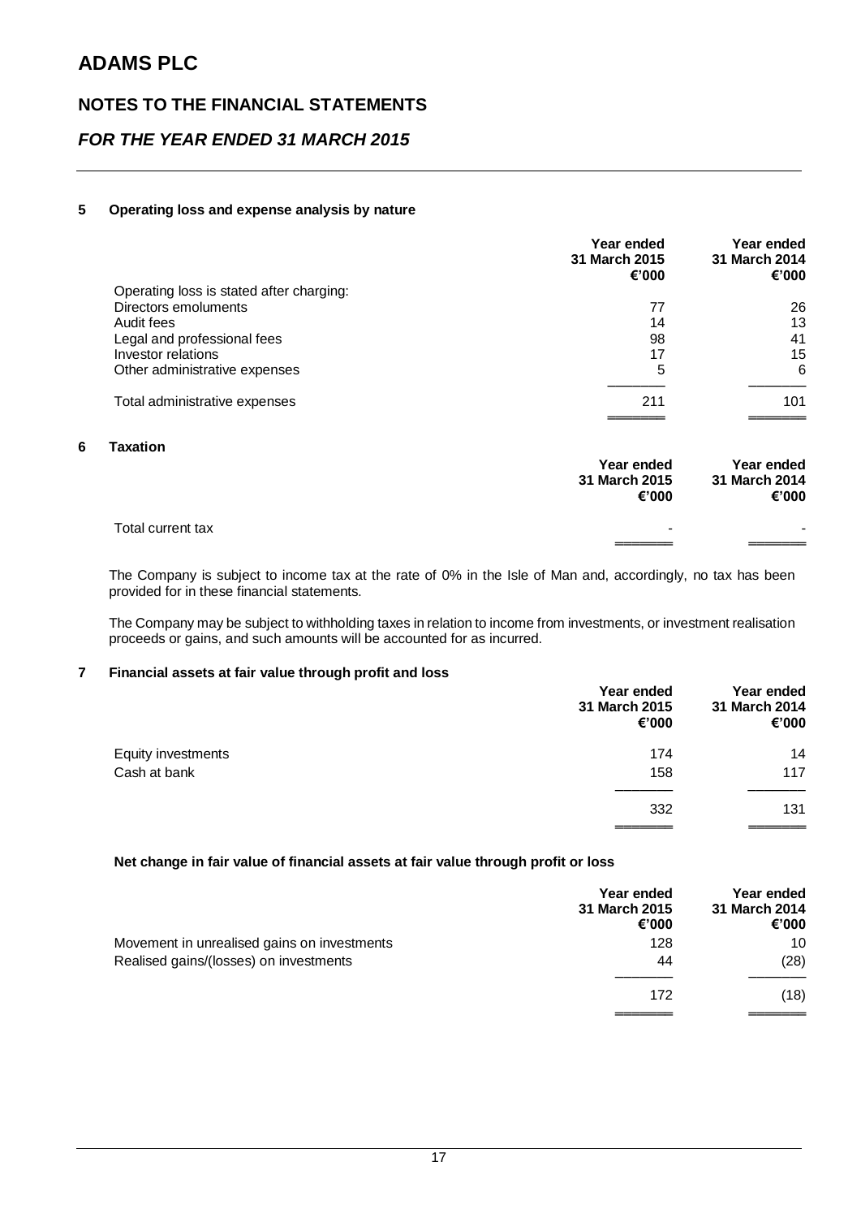# ADAMS PLC

## NOTES TO THE FINANCIAL STATEMENTS

## *FOR THE YEAR ENDED 31 MARCH 2015*

### 5 Operating loss and expense analysis by nature

| | Year ended 31 March 2015 €'000 | Year ended 31 March 2014 €'000 |
|---|---|---|
| Operating loss is stated after charging: | | |
| Directors emoluments | 77 | 26 |
| Audit fees | 14 | 13 |
| Legal and professional fees | 98 | 41 |
| Investor relations | 17 | 15 |
| Other administrative expenses | 5 | 6 |
| Total administrative expenses | 211 | 101 |

### 6 Taxation

| | Year ended 31 March 2015 €'000 | Year ended 31 March 2014 €'000 |
|---|---|---|
| Total current tax | - | - |

The Company is subject to income tax at the rate of 0% in the Isle of Man and, accordingly, no tax has been provided for in these financial statements.

The Company may be subject to withholding taxes in relation to income from investments, or investment realisation proceeds or gains, and such amounts will be accounted for as incurred.

### 7 Financial assets at fair value through profit and loss

| | Year ended 31 March 2015 €'000 | Year ended 31 March 2014 €'000 |
|---|---|---|
| Equity investments | 174 | 14 |
| Cash at bank | 158 | 117 |
| | 332 | 131 |

**Net change in fair value of financial assets at fair value through profit or loss**

| | Year ended 31 March 2015 €'000 | Year ended 31 March 2014 €'000 |
|---|---|---|
| Movement in unrealised gains on investments | 128 | 10 |
| Realised gains/(losses) on investments | 44 | (28) |
| | 172 | (18) |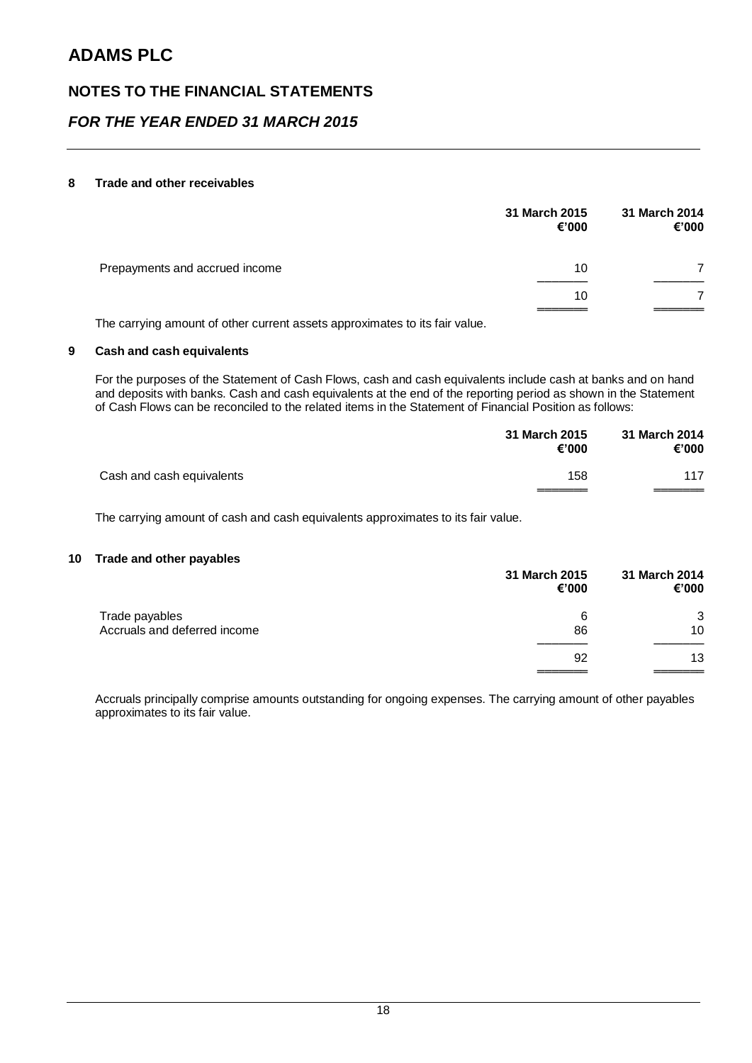# ADAMS PLC

## NOTES TO THE FINANCIAL STATEMENTS

## *FOR THE YEAR ENDED 31 MARCH 2015*

### 8 Trade and other receivables

| | 31 March 2015 €'000 | 31 March 2014 €'000 |
|---|---|---|
| Prepayments and accrued income | 10 | 7 |
| | 10 | 7 |

The carrying amount of other current assets approximates to its fair value.

### 9 Cash and cash equivalents

For the purposes of the Statement of Cash Flows, cash and cash equivalents include cash at banks and on hand and deposits with banks. Cash and cash equivalents at the end of the reporting period as shown in the Statement of Cash Flows can be reconciled to the related items in the Statement of Financial Position as follows:

| | 31 March 2015 €'000 | 31 March 2014 €'000 |
|---|---|---|
| Cash and cash equivalents | 158 | 117 |

The carrying amount of cash and cash equivalents approximates to its fair value.

### 10 Trade and other payables

| | 31 March 2015 €'000 | 31 March 2014 €'000 |
|---|---|---|
| Trade payables | 6 | 3 |
| Accruals and deferred income | 86 | 10 |
| | 92 | 13 |

Accruals principally comprise amounts outstanding for ongoing expenses. The carrying amount of other payables approximates to its fair value.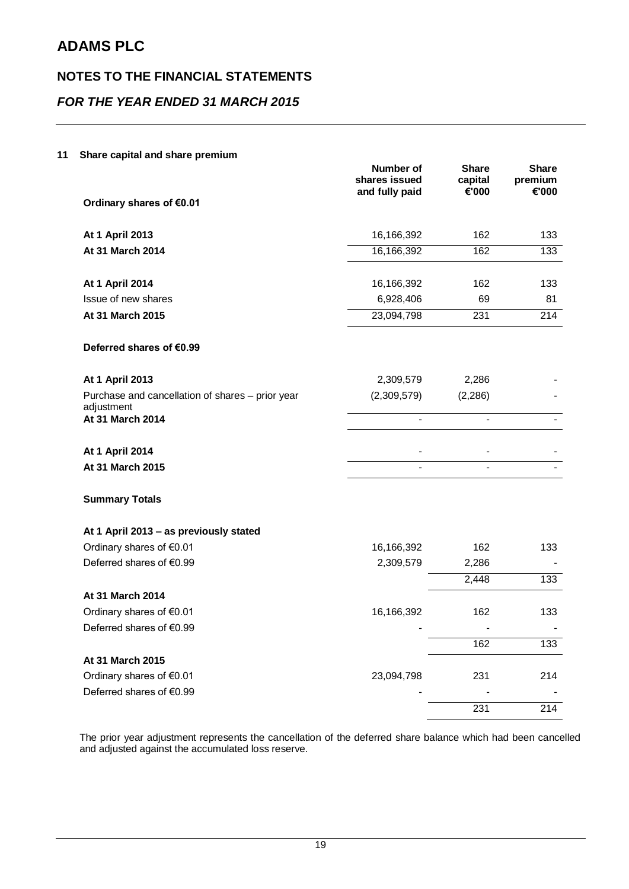# ADAMS PLC

## NOTES TO THE FINANCIAL STATEMENTS

## *FOR THE YEAR ENDED 31 MARCH 2015*

### 11 Share capital and share premium

| | Number of shares issued and fully paid | Share capital €'000 | Share premium €'000 |
|---|---|---|---|
| **Ordinary shares of €0.01** | | | |
| **At 1 April 2013** | 16,166,392 | 162 | 133 |
| **At 31 March 2014** | 16,166,392 | 162 | 133 |
| **At 1 April 2014** | 16,166,392 | 162 | 133 |
| Issue of new shares | 6,928,406 | 69 | 81 |
| **At 31 March 2015** | 23,094,798 | 231 | 214 |
| **Deferred shares of €0.99** | | | |
| **At 1 April 2013** | 2,309,579 | 2,286 | - |
| Purchase and cancellation of shares – prior year adjustment | (2,309,579) | (2,286) | - |
| **At 31 March 2014** | - | - | - |
| **At 1 April 2014** | - | - | - |
| **At 31 March 2015** | - | - | - |
| **Summary Totals** | | | |
| **At 1 April 2013 – as previously stated** | | | |
| Ordinary shares of €0.01 | 16,166,392 | 162 | 133 |
| Deferred shares of €0.99 | 2,309,579 | 2,286 | - |
| | | 2,448 | 133 |
| **At 31 March 2014** | | | |
| Ordinary shares of €0.01 | 16,166,392 | 162 | 133 |
| Deferred shares of €0.99 | - | - | - |
| | | 162 | 133 |
| **At 31 March 2015** | | | |
| Ordinary shares of €0.01 | 23,094,798 | 231 | 214 |
| Deferred shares of €0.99 | - | - | - |
| | | 231 | 214 |

The prior year adjustment represents the cancellation of the deferred share balance which had been cancelled and adjusted against the accumulated loss reserve.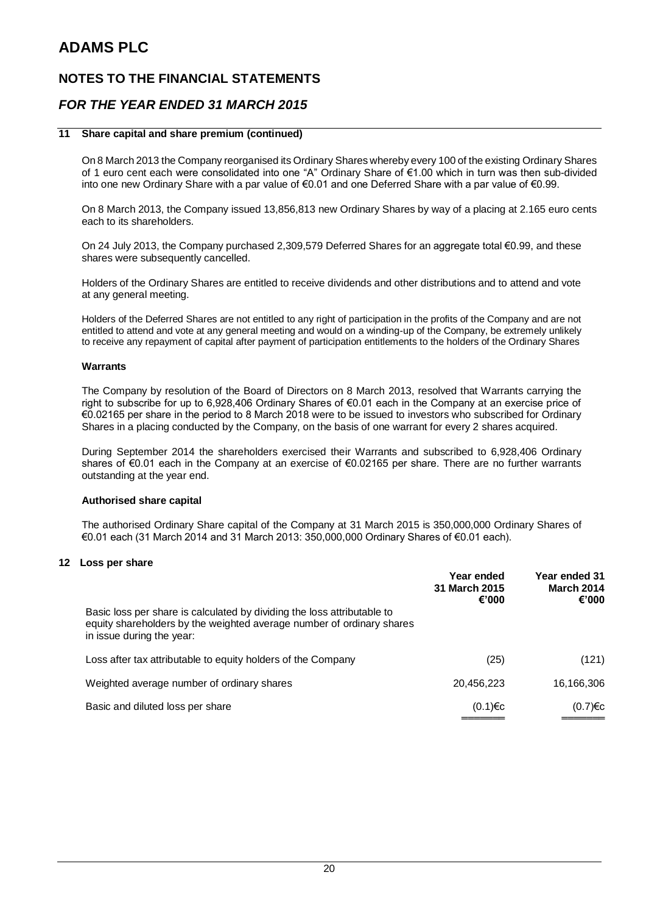# ADAMS PLC

## NOTES TO THE FINANCIAL STATEMENTS

## *FOR THE YEAR ENDED 31 MARCH 2015*

### 11 Share capital and share premium (continued)

On 8 March 2013 the Company reorganised its Ordinary Shares whereby every 100 of the existing Ordinary Shares of 1 euro cent each were consolidated into one "A" Ordinary Share of €1.00 which in turn was then sub-divided into one new Ordinary Share with a par value of €0.01 and one Deferred Share with a par value of €0.99.

On 8 March 2013, the Company issued 13,856,813 new Ordinary Shares by way of a placing at 2.165 euro cents each to its shareholders.

On 24 July 2013, the Company purchased 2,309,579 Deferred Shares for an aggregate total €0.99, and these shares were subsequently cancelled.

Holders of the Ordinary Shares are entitled to receive dividends and other distributions and to attend and vote at any general meeting.

Holders of the Deferred Shares are not entitled to any right of participation in the profits of the Company and are not entitled to attend and vote at any general meeting and would on a winding-up of the Company, be extremely unlikely to receive any repayment of capital after payment of participation entitlements to the holders of the Ordinary Shares

**Warrants**

The Company by resolution of the Board of Directors on 8 March 2013, resolved that Warrants carrying the right to subscribe for up to 6,928,406 Ordinary Shares of €0.01 each in the Company at an exercise price of €0.02165 per share in the period to 8 March 2018 were to be issued to investors who subscribed for Ordinary Shares in a placing conducted by the Company, on the basis of one warrant for every 2 shares acquired.

During September 2014 the shareholders exercised their Warrants and subscribed to 6,928,406 Ordinary shares of €0.01 each in the Company at an exercise of €0.02165 per share. There are no further warrants outstanding at the year end.

**Authorised share capital**

The authorised Ordinary Share capital of the Company at 31 March 2015 is 350,000,000 Ordinary Shares of €0.01 each (31 March 2014 and 31 March 2013: 350,000,000 Ordinary Shares of €0.01 each).

### 12 Loss per share

| | Year ended 31 March 2015 €'000 | Year ended 31 March 2014 €'000 |
|---|---|---|
| Basic loss per share is calculated by dividing the loss attributable to equity shareholders by the weighted average number of ordinary shares in issue during the year: | | |
| Loss after tax attributable to equity holders of the Company | (25) | (121) |
| Weighted average number of ordinary shares | 20,456,223 | 16,166,306 |
| Basic and diluted loss per share | (0.1)€c | (0.7)€c |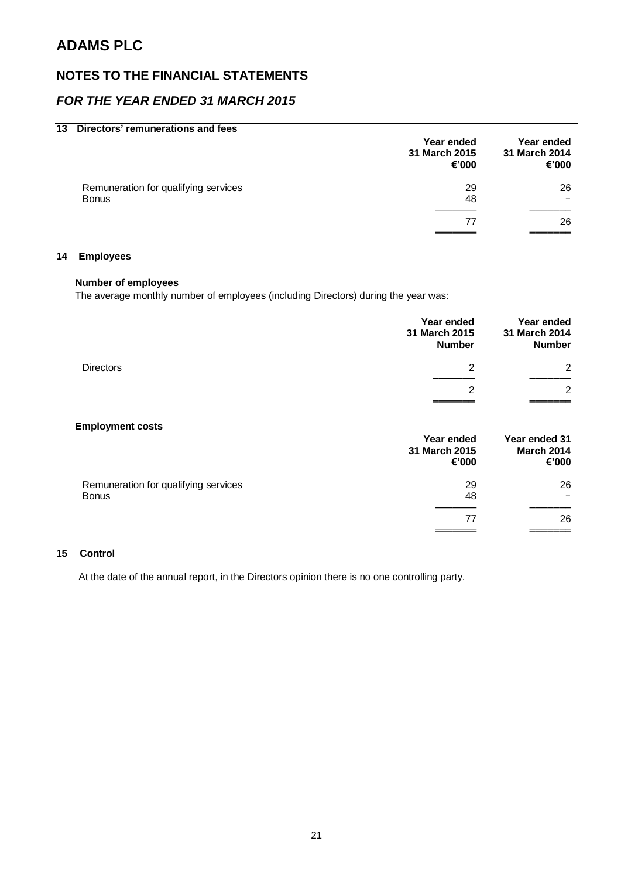# ADAMS PLC

## NOTES TO THE FINANCIAL STATEMENTS

## *FOR THE YEAR ENDED 31 MARCH 2015*

### 13 Directors' remunerations and fees

| | Year ended 31 March 2015 €'000 | Year ended 31 March 2014 €'000 |
|---|---|---|
| Remuneration for qualifying services | 29 | 26 |
| Bonus | 48 | − |
| | 77 | 26 |

### 14 Employees

**Number of employees**

The average monthly number of employees (including Directors) during the year was:

| | Year ended 31 March 2015 Number | Year ended 31 March 2014 Number |
|---|---|---|
| Directors | 2 | 2 |
| | 2 | 2 |

**Employment costs**

| | Year ended 31 March 2015 €'000 | Year ended 31 March 2014 €'000 |
|---|---|---|
| Remuneration for qualifying services | 29 | 26 |
| Bonus | 48 | − |
| | 77 | 26 |

### 15 Control

At the date of the annual report, in the Directors opinion there is no one controlling party.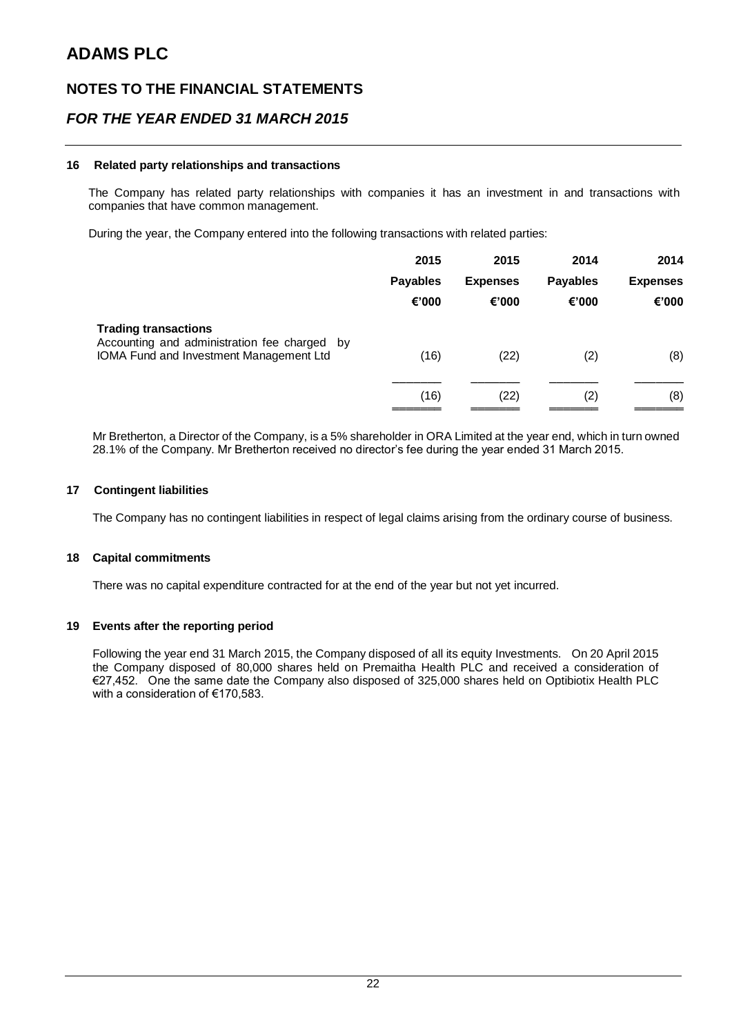# ADAMS PLC

## NOTES TO THE FINANCIAL STATEMENTS

## *FOR THE YEAR ENDED 31 MARCH 2015*

### 16 Related party relationships and transactions

The Company has related party relationships with companies it has an investment in and transactions with companies that have common management.

During the year, the Company entered into the following transactions with related parties:

| | 2015 | 2015 | 2014 | 2014 |
|---|---|---|---|---|
| | **Payables** | **Expenses** | **Payables** | **Expenses** |
| | **€'000** | **€'000** | **€'000** | **€'000** |
| **Trading transactions** | | | | |
| Accounting and administration fee charged by IOMA Fund and Investment Management Ltd | (16) | (22) | (2) | (8) |
| | (16) | (22) | (2) | (8) |

Mr Bretherton, a Director of the Company, is a 5% shareholder in ORA Limited at the year end, which in turn owned 28.1% of the Company. Mr Bretherton received no director's fee during the year ended 31 March 2015.

### 17 Contingent liabilities

The Company has no contingent liabilities in respect of legal claims arising from the ordinary course of business.

### 18 Capital commitments

There was no capital expenditure contracted for at the end of the year but not yet incurred.

### 19 Events after the reporting period

Following the year end 31 March 2015, the Company disposed of all its equity Investments. On 20 April 2015 the Company disposed of 80,000 shares held on Premaitha Health PLC and received a consideration of €27,452. One the same date the Company also disposed of 325,000 shares held on Optibiotix Health PLC with a consideration of €170,583.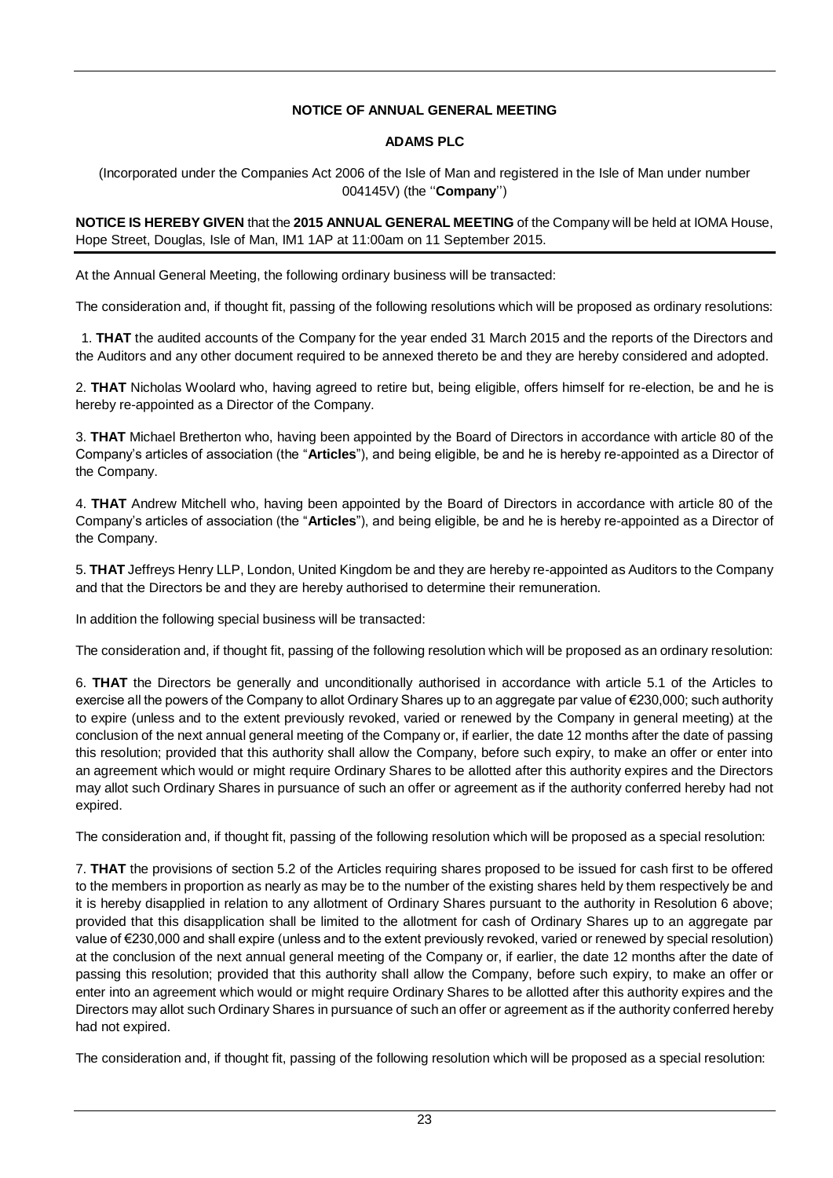**NOTICE OF ANNUAL GENERAL MEETING**

**ADAMS PLC**

(Incorporated under the Companies Act 2006 of the Isle of Man and registered in the Isle of Man under number 004145V) (the ''**Company**'')

**NOTICE IS HEREBY GIVEN** that the **2015 ANNUAL GENERAL MEETING** of the Company will be held at IOMA House, Hope Street, Douglas, Isle of Man, IM1 1AP at 11:00am on 11 September 2015.

At the Annual General Meeting, the following ordinary business will be transacted:

The consideration and, if thought fit, passing of the following resolutions which will be proposed as ordinary resolutions:

1. **THAT** the audited accounts of the Company for the year ended 31 March 2015 and the reports of the Directors and the Auditors and any other document required to be annexed thereto be and they are hereby considered and adopted.

2. **THAT** Nicholas Woolard who, having agreed to retire but, being eligible, offers himself for re-election, be and he is hereby re-appointed as a Director of the Company.

3. **THAT** Michael Bretherton who, having been appointed by the Board of Directors in accordance with article 80 of the Company's articles of association (the "**Articles**"), and being eligible, be and he is hereby re-appointed as a Director of the Company.

4. **THAT** Andrew Mitchell who, having been appointed by the Board of Directors in accordance with article 80 of the Company's articles of association (the "**Articles**"), and being eligible, be and he is hereby re-appointed as a Director of the Company.

5. **THAT** Jeffreys Henry LLP, London, United Kingdom be and they are hereby re-appointed as Auditors to the Company and that the Directors be and they are hereby authorised to determine their remuneration.

In addition the following special business will be transacted:

The consideration and, if thought fit, passing of the following resolution which will be proposed as an ordinary resolution:

6. **THAT** the Directors be generally and unconditionally authorised in accordance with article 5.1 of the Articles to exercise all the powers of the Company to allot Ordinary Shares up to an aggregate par value of €230,000; such authority to expire (unless and to the extent previously revoked, varied or renewed by the Company in general meeting) at the conclusion of the next annual general meeting of the Company or, if earlier, the date 12 months after the date of passing this resolution; provided that this authority shall allow the Company, before such expiry, to make an offer or enter into an agreement which would or might require Ordinary Shares to be allotted after this authority expires and the Directors may allot such Ordinary Shares in pursuance of such an offer or agreement as if the authority conferred hereby had not expired.

The consideration and, if thought fit, passing of the following resolution which will be proposed as a special resolution:

7. **THAT** the provisions of section 5.2 of the Articles requiring shares proposed to be issued for cash first to be offered to the members in proportion as nearly as may be to the number of the existing shares held by them respectively be and it is hereby disapplied in relation to any allotment of Ordinary Shares pursuant to the authority in Resolution 6 above; provided that this disapplication shall be limited to the allotment for cash of Ordinary Shares up to an aggregate par value of €230,000 and shall expire (unless and to the extent previously revoked, varied or renewed by special resolution) at the conclusion of the next annual general meeting of the Company or, if earlier, the date 12 months after the date of passing this resolution; provided that this authority shall allow the Company, before such expiry, to make an offer or enter into an agreement which would or might require Ordinary Shares to be allotted after this authority expires and the Directors may allot such Ordinary Shares in pursuance of such an offer or agreement as if the authority conferred hereby had not expired.

The consideration and, if thought fit, passing of the following resolution which will be proposed as a special resolution: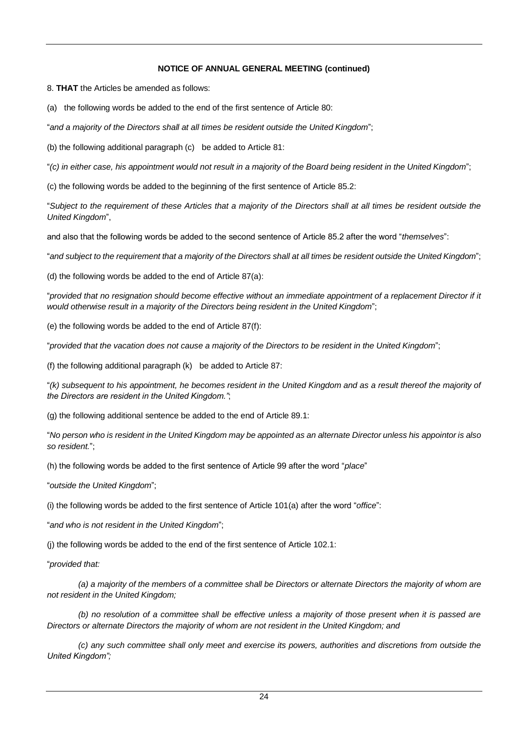**NOTICE OF ANNUAL GENERAL MEETING (continued)**

8. **THAT** the Articles be amended as follows:

(a) the following words be added to the end of the first sentence of Article 80:

"*and a majority of the Directors shall at all times be resident outside the United Kingdom*";

(b) the following additional paragraph (c) be added to Article 81:

"*(c) in either case, his appointment would not result in a majority of the Board being resident in the United Kingdom*";

(c) the following words be added to the beginning of the first sentence of Article 85.2:

"*Subject to the requirement of these Articles that a majority of the Directors shall at all times be resident outside the United Kingdom*",

and also that the following words be added to the second sentence of Article 85.2 after the word "*themselves*":

"*and subject to the requirement that a majority of the Directors shall at all times be resident outside the United Kingdom*";

(d) the following words be added to the end of Article 87(a):

"*provided that no resignation should become effective without an immediate appointment of a replacement Director if it would otherwise result in a majority of the Directors being resident in the United Kingdom*";

(e) the following words be added to the end of Article 87(f):

"*provided that the vacation does not cause a majority of the Directors to be resident in the United Kingdom*";

(f) the following additional paragraph (k) be added to Article 87:

"*(k) subsequent to his appointment, he becomes resident in the United Kingdom and as a result thereof the majority of the Directors are resident in the United Kingdom.*";

(g) the following additional sentence be added to the end of Article 89.1:

"*No person who is resident in the United Kingdom may be appointed as an alternate Director unless his appointor is also so resident.*";

(h) the following words be added to the first sentence of Article 99 after the word "*place*"

"*outside the United Kingdom*";

(i) the following words be added to the first sentence of Article 101(a) after the word "*office*":

"*and who is not resident in the United Kingdom*";

(j) the following words be added to the end of the first sentence of Article 102.1:

"*provided that:*

*(a) a majority of the members of a committee shall be Directors or alternate Directors the majority of whom are not resident in the United Kingdom;*

*(b) no resolution of a committee shall be effective unless a majority of those present when it is passed are Directors or alternate Directors the majority of whom are not resident in the United Kingdom; and*

*(c) any such committee shall only meet and exercise its powers, authorities and discretions from outside the United Kingdom";*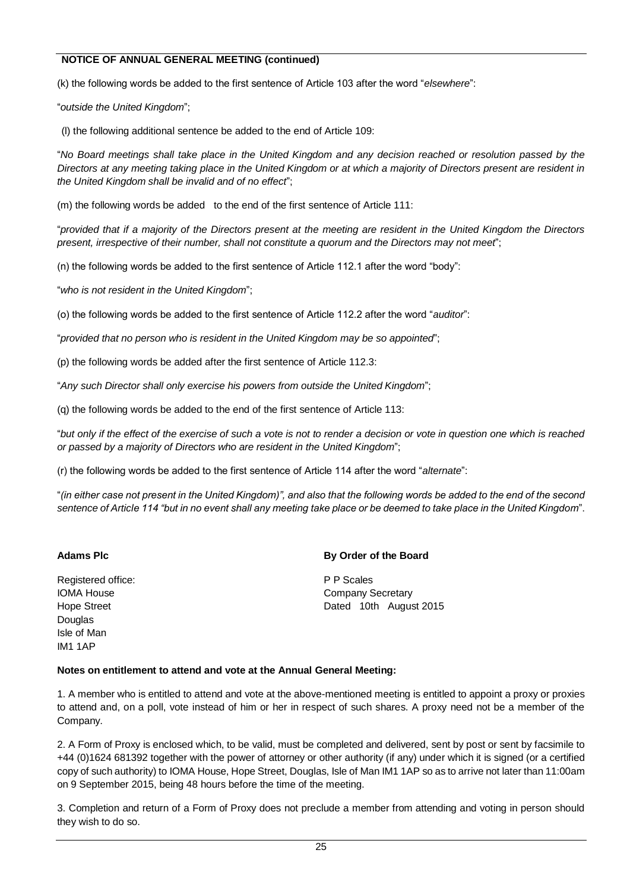**NOTICE OF ANNUAL GENERAL MEETING (continued)**

(k) the following words be added to the first sentence of Article 103 after the word "*elsewhere*":

"*outside the United Kingdom*";

(l) the following additional sentence be added to the end of Article 109:

"*No Board meetings shall take place in the United Kingdom and any decision reached or resolution passed by the Directors at any meeting taking place in the United Kingdom or at which a majority of Directors present are resident in the United Kingdom shall be invalid and of no effect*";

(m) the following words be added to the end of the first sentence of Article 111:

"*provided that if a majority of the Directors present at the meeting are resident in the United Kingdom the Directors present, irrespective of their number, shall not constitute a quorum and the Directors may not meet*";

(n) the following words be added to the first sentence of Article 112.1 after the word "body":

"*who is not resident in the United Kingdom*";

(o) the following words be added to the first sentence of Article 112.2 after the word "*auditor*":

"*provided that no person who is resident in the United Kingdom may be so appointed*";

(p) the following words be added after the first sentence of Article 112.3:

"*Any such Director shall only exercise his powers from outside the United Kingdom*";

(q) the following words be added to the end of the first sentence of Article 113:

"*but only if the effect of the exercise of such a vote is not to render a decision or vote in question one which is reached or passed by a majority of Directors who are resident in the United Kingdom*";

(r) the following words be added to the first sentence of Article 114 after the word "*alternate*":

"*(in either case not present in the United Kingdom)", and also that the following words be added to the end of the second sentence of Article 114 "but in no event shall any meeting take place or be deemed to take place in the United Kingdom*".

**Adams Plc**

Registered office:
IOMA House
Hope Street
Douglas
Isle of Man
IM1 1AP

**By Order of the Board**

P P Scales
Company Secretary
Dated 10th August 2015

**Notes on entitlement to attend and vote at the Annual General Meeting:**

1. A member who is entitled to attend and vote at the above-mentioned meeting is entitled to appoint a proxy or proxies to attend and, on a poll, vote instead of him or her in respect of such shares. A proxy need not be a member of the Company.

2. A Form of Proxy is enclosed which, to be valid, must be completed and delivered, sent by post or sent by facsimile to +44 (0)1624 681392 together with the power of attorney or other authority (if any) under which it is signed (or a certified copy of such authority) to IOMA House, Hope Street, Douglas, Isle of Man IM1 1AP so as to arrive not later than 11:00am on 9 September 2015, being 48 hours before the time of the meeting.

3. Completion and return of a Form of Proxy does not preclude a member from attending and voting in person should they wish to do so.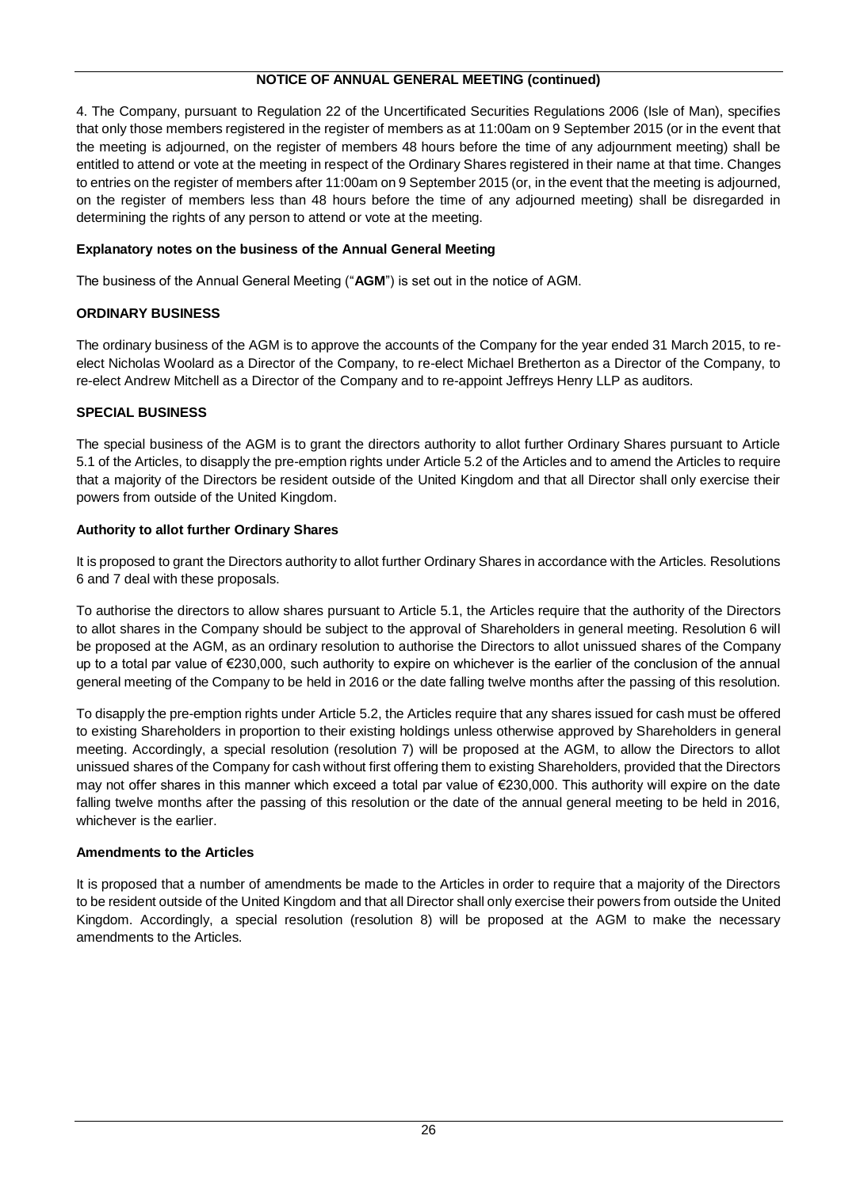**NOTICE OF ANNUAL GENERAL MEETING (continued)**

4. The Company, pursuant to Regulation 22 of the Uncertificated Securities Regulations 2006 (Isle of Man), specifies that only those members registered in the register of members as at 11:00am on 9 September 2015 (or in the event that the meeting is adjourned, on the register of members 48 hours before the time of any adjournment meeting) shall be entitled to attend or vote at the meeting in respect of the Ordinary Shares registered in their name at that time. Changes to entries on the register of members after 11:00am on 9 September 2015 (or, in the event that the meeting is adjourned, on the register of members less than 48 hours before the time of any adjourned meeting) shall be disregarded in determining the rights of any person to attend or vote at the meeting.

**Explanatory notes on the business of the Annual General Meeting**

The business of the Annual General Meeting ("**AGM**") is set out in the notice of AGM.

**ORDINARY BUSINESS**

The ordinary business of the AGM is to approve the accounts of the Company for the year ended 31 March 2015, to re-elect Nicholas Woolard as a Director of the Company, to re-elect Michael Bretherton as a Director of the Company, to re-elect Andrew Mitchell as a Director of the Company and to re-appoint Jeffreys Henry LLP as auditors.

**SPECIAL BUSINESS**

The special business of the AGM is to grant the directors authority to allot further Ordinary Shares pursuant to Article 5.1 of the Articles, to disapply the pre-emption rights under Article 5.2 of the Articles and to amend the Articles to require that a majority of the Directors be resident outside of the United Kingdom and that all Director shall only exercise their powers from outside of the United Kingdom.

**Authority to allot further Ordinary Shares**

It is proposed to grant the Directors authority to allot further Ordinary Shares in accordance with the Articles. Resolutions 6 and 7 deal with these proposals.

To authorise the directors to allow shares pursuant to Article 5.1, the Articles require that the authority of the Directors to allot shares in the Company should be subject to the approval of Shareholders in general meeting. Resolution 6 will be proposed at the AGM, as an ordinary resolution to authorise the Directors to allot unissued shares of the Company up to a total par value of €230,000, such authority to expire on whichever is the earlier of the conclusion of the annual general meeting of the Company to be held in 2016 or the date falling twelve months after the passing of this resolution.

To disapply the pre-emption rights under Article 5.2, the Articles require that any shares issued for cash must be offered to existing Shareholders in proportion to their existing holdings unless otherwise approved by Shareholders in general meeting. Accordingly, a special resolution (resolution 7) will be proposed at the AGM, to allow the Directors to allot unissued shares of the Company for cash without first offering them to existing Shareholders, provided that the Directors may not offer shares in this manner which exceed a total par value of €230,000. This authority will expire on the date falling twelve months after the passing of this resolution or the date of the annual general meeting to be held in 2016, whichever is the earlier.

**Amendments to the Articles**

It is proposed that a number of amendments be made to the Articles in order to require that a majority of the Directors to be resident outside of the United Kingdom and that all Director shall only exercise their powers from outside the United Kingdom. Accordingly, a special resolution (resolution 8) will be proposed at the AGM to make the necessary amendments to the Articles.